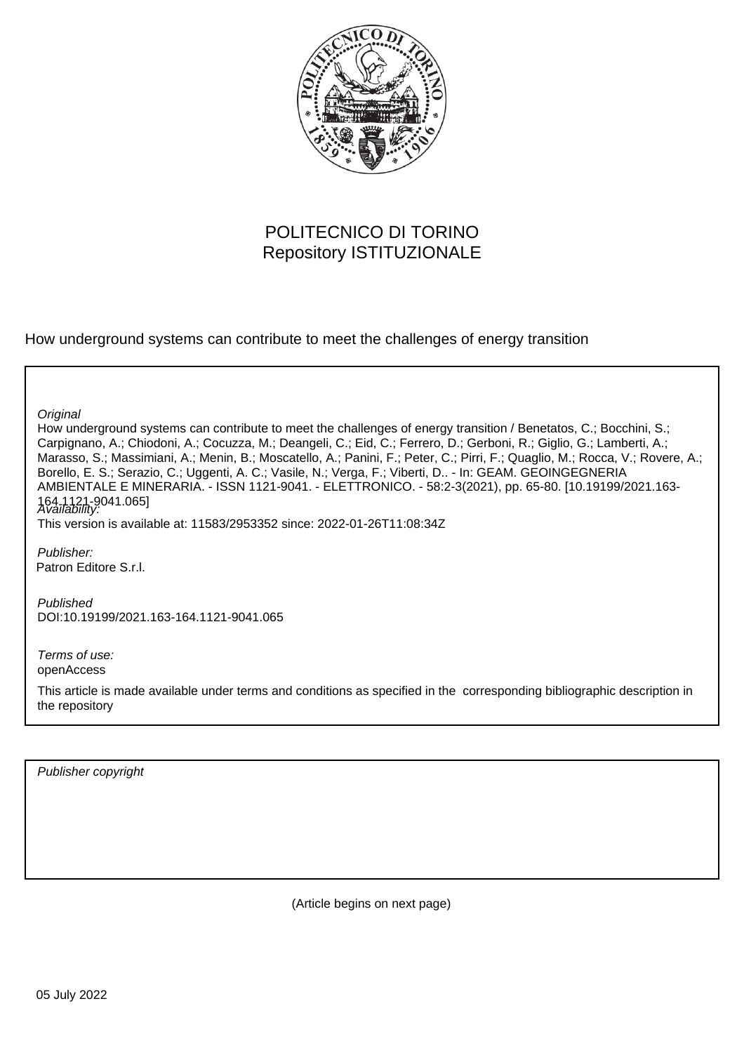POLITECNICO DI TORINO
Repository ISTITUZIONALE

How underground systems can contribute to meet the challenges of energy transition

*Original*

How underground systems can contribute to meet the challenges of energy transition / Benetatos, C.; Bocchini, S.; Carpignano, A.; Chiodoni, A.; Cocuzza, M.; Deangeli, C.; Eid, C.; Ferrero, D.; Gerboni, R.; Giglio, G.; Lamberti, A.; Marasso, S.; Massimiani, A.; Menin, B.; Moscatello, A.; Panini, F.; Peter, C.; Pirri, F.; Quaglio, M.; Rocca, V.; Rovere, A.; Borello, E. S.; Serazio, C.; Uggenti, A. C.; Vasile, N.; Verga, F.; Viberti, D.. - In: GEAM. GEOINGEGNERIA AMBIENTALE E MINERARIA. - ISSN 1121-9041. - ELETTRONICO. - 58:2-3(2021), pp. 65-80. [10.19199/2021.163-164.1121-9041.065]

*Availability:*

This version is available at: 11583/2953352 since: 2022-01-26T11:08:34Z

*Publisher:*

Patron Editore S.r.l.

*Published*

DOI:10.19199/2021.163-164.1121-9041.065

*Terms of use:*

openAccess

This article is made available under terms and conditions as specified in the corresponding bibliographic description in the repository

*Publisher copyright*

(Article begins on next page)

05 July 2022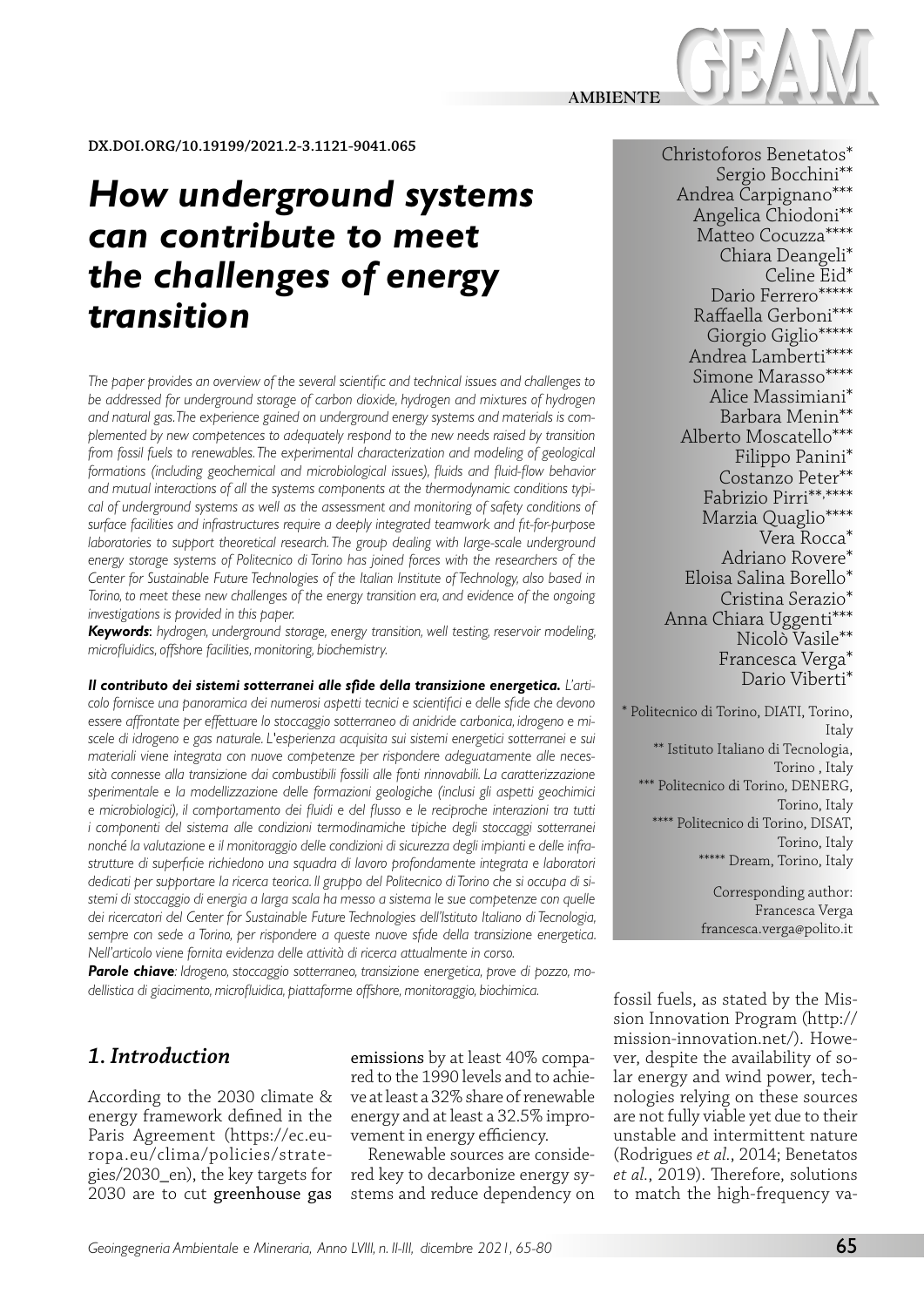DX.DOI.ORG/10.19199/2021.2-3.1121-9041.065

# *How underground systems can contribute to meet the challenges of energy transition*

Christoforos Benetatos*
Sergio Bocchini**
Andrea Carpignano***
Angelica Chiodoni**
Matteo Cocuzza****
Chiara Deangeli*
Celine Eid*
Dario Ferrero*****
Raffaella Gerboni***
Giorgio Giglio*****
Andrea Lamberti****
Simone Marasso****
Alice Massimiani*
Barbara Menin**
Alberto Moscatello***
Filippo Panini*
Costanzo Peter**
Fabrizio Pirri**,****
Marzia Quaglio****
Vera Rocca*
Adriano Rovere*
Eloisa Salina Borello*
Cristina Serazio*
Anna Chiara Uggenti***
Nicolò Vasile**
Francesca Verga*
Dario Viberti*

\* Politecnico di Torino, DIATI, Torino, Italy
\*\* Istituto Italiano di Tecnologia, Torino , Italy
\*\*\* Politecnico di Torino, DENERG, Torino, Italy
\*\*\*\* Politecnico di Torino, DISAT, Torino, Italy
\*\*\*\*\* Dream, Torino, Italy

Corresponding author:
Francesca Verga
francesca.verga@polito.it

*The paper provides an overview of the several scientific and technical issues and challenges to be addressed for underground storage of carbon dioxide, hydrogen and mixtures of hydrogen and natural gas. The experience gained on underground energy systems and materials is complemented by new competences to adequately respond to the new needs raised by transition from fossil fuels to renewables. The experimental characterization and modeling of geological formations (including geochemical and microbiological issues), fluids and fluid-flow behavior and mutual interactions of all the systems components at the thermodynamic conditions typical of underground systems as well as the assessment and monitoring of safety conditions of surface facilities and infrastructures require a deeply integrated teamwork and fit-for-purpose laboratories to support theoretical research. The group dealing with large-scale underground energy storage systems of Politecnico di Torino has joined forces with the researchers of the Center for Sustainable Future Technologies of the Italian Institute of Technology, also based in Torino, to meet these new challenges of the energy transition era, and evidence of the ongoing investigations is provided in this paper.*

***Keywords****: hydrogen, underground storage, energy transition, well testing, reservoir modeling, microfluidics, offshore facilities, monitoring, biochemistry.*

***Il contributo dei sistemi sotterranei alle sfide della transizione energetica.*** *L'articolo fornisce una panoramica dei numerosi aspetti tecnici e scientifici e delle sfide che devono essere affrontate per effettuare lo stoccaggio sotterraneo di anidride carbonica, idrogeno e miscele di idrogeno e gas naturale. L'esperienza acquisita sui sistemi energetici sotterranei e sui materiali viene integrata con nuove competenze per rispondere adeguatamente alle necessità connesse alla transizione dai combustibili fossili alle fonti rinnovabili. La caratterizzazione sperimentale e la modellizzazione delle formazioni geologiche (inclusi gli aspetti geochimici e microbiologici), il comportamento dei fluidi e del flusso e le reciproche interazioni tra tutti i componenti del sistema alle condizioni termodinamiche tipiche degli stoccaggi sotterranei nonché la valutazione e il monitoraggio delle condizioni di sicurezza degli impianti e delle infrastrutture di superficie richiedono una squadra di lavoro profondamente integrata e laboratori dedicati per supportare la ricerca teorica. Il gruppo del Politecnico di Torino che si occupa di sistemi di stoccaggio di energia a larga scala ha messo a sistema le sue competenze con quelle dei ricercatori del Center for Sustainable Future Technologies dell'Istituto Italiano di Tecnologia, sempre con sede a Torino, per rispondere a queste nuove sfide della transizione energetica. Nell'articolo viene fornita evidenza delle attività di ricerca attualmente in corso.*

***Parole chiave****: Idrogeno, stoccaggio sotterraneo, transizione energetica, prove di pozzo, modellistica di giacimento, microfluidica, piattaforme offshore, monitoraggio, biochimica.*

## *1. Introduction*

According to the 2030 climate & energy framework defined in the Paris Agreement (https://ec.europa.eu/clima/policies/strategies/2030_en), the key targets for 2030 are to cut greenhouse gas emissions by at least 40% compared to the 1990 levels and to achieve at least a 32% share of renewable energy and at least a 32.5% improvement in energy efficiency.

Renewable sources are considered key to decarbonize energy systems and reduce dependency on fossil fuels, as stated by the Mission Innovation Program (http://mission-innovation.net/). However, despite the availability of solar energy and wind power, technologies relying on these sources are not fully viable yet due to their unstable and intermittent nature (Rodrigues *et al.*, 2014; Benetatos *et al.*, 2019). Therefore, solutions to match the high-frequency va-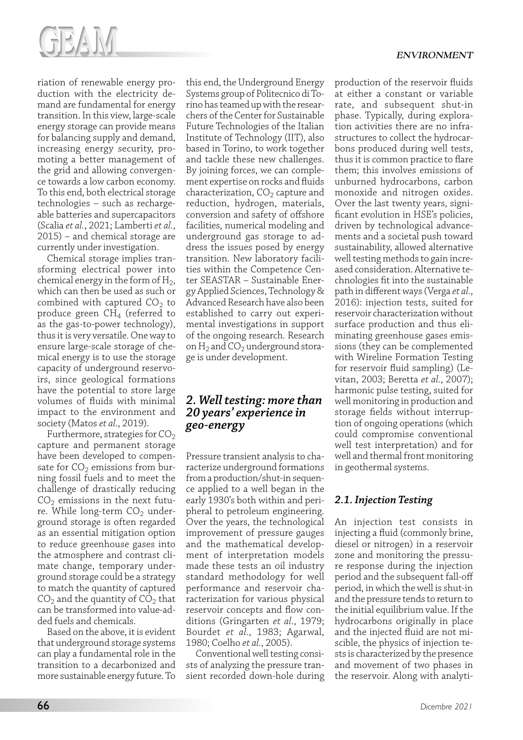riation of renewable energy production with the electricity demand are fundamental for energy transition. In this view, large-scale energy storage can provide means for balancing supply and demand, increasing energy security, promoting a better management of the grid and allowing convergence towards a low carbon economy. To this end, both electrical storage technologies – such as rechargeable batteries and supercapacitors (Scalia *et al.*, 2021; Lamberti *et al.*, 2015) – and chemical storage are currently under investigation.

Chemical storage implies transforming electrical power into chemical energy in the form of $H_2$, which can then be used as such or combined with captured $CO_2$ to produce green $CH_4$ (referred to as the gas-to-power technology), thus it is very versatile. One way to ensure large-scale storage of chemical energy is to use the storage capacity of underground reservoirs, since geological formations have the potential to store large volumes of fluids with minimal impact to the environment and society (Matos *et al.*, 2019).

Furthermore, strategies for $CO_2$ capture and permanent storage have been developed to compensate for $CO_2$ emissions from burning fossil fuels and to meet the challenge of drastically reducing $CO_2$ emissions in the next future. While long-term $CO_2$ underground storage is often regarded as an essential mitigation option to reduce greenhouse gases into the atmosphere and contrast climate change, temporary underground storage could be a strategy to match the quantity of captured $CO_2$ and the quantity of $CO_2$ that can be transformed into value-added fuels and chemicals.

Based on the above, it is evident that underground storage systems can play a fundamental role in the transition to a decarbonized and more sustainable energy future. To this end, the Underground Energy Systems group of Politecnico di Torino has teamed up with the researchers of the Center for Sustainable Future Technologies of the Italian Institute of Technology (IIT), also based in Torino, to work together and tackle these new challenges. By joining forces, we can complement expertise on rocks and fluids characterization, $CO_2$ capture and reduction, hydrogen, materials, conversion and safety of offshore facilities, numerical modeling and underground gas storage to address the issues posed by energy transition. New laboratory facilities within the Competence Center SEASTAR – Sustainable Energy Applied Sciences, Technology & Advanced Research have also been established to carry out experimental investigations in support of the ongoing research. Research on $H_2$ and $CO_2$ underground storage is under development.

## 2. Well testing: more than 20 years' experience in geo-energy

Pressure transient analysis to characterize underground formations from a production/shut-in sequence applied to a well began in the early 1930's both within and peripheral to petroleum engineering. Over the years, the technological improvement of pressure gauges and the mathematical development of interpretation models made these tests an oil industry standard methodology for well performance and reservoir characterization for various physical reservoir concepts and flow conditions (Gringarten *et al.*, 1979; Bourdet *et al.*, 1983; Agarwal, 1980; Coelho *et al.*, 2005).

Conventional well testing consists of analyzing the pressure transient recorded down-hole during production of the reservoir fluids at either a constant or variable rate, and subsequent shut-in phase. Typically, during exploration activities there are no infrastructures to collect the hydrocarbons produced during well tests, thus it is common practice to flare them; this involves emissions of unburned hydrocarbons, carbon monoxide and nitrogen oxides. Over the last twenty years, significant evolution in HSE's policies, driven by technological advancements and a societal push toward sustainability, allowed alternative well testing methods to gain increased consideration. Alternative technologies fit into the sustainable path in different ways (Verga *et al.*, 2016): injection tests, suited for reservoir characterization without surface production and thus eliminating greenhouse gases emissions (they can be complemented with Wireline Formation Testing for reservoir fluid sampling) (Levitan, 2003; Beretta *et al.*, 2007); harmonic pulse testing, suited for well monitoring in production and storage fields without interruption of ongoing operations (which could compromise conventional well test interpretation) and for well and thermal front monitoring in geothermal systems.

### 2.1. Injection Testing

An injection test consists in injecting a fluid (commonly brine, diesel or nitrogen) in a reservoir zone and monitoring the pressure response during the injection period and the subsequent fall-off period, in which the well is shut-in and the pressure tends to return to the initial equilibrium value. If the hydrocarbons originally in place and the injected fluid are not miscible, the physics of injection tests is characterized by the presence and movement of two phases in the reservoir. Along with analyti-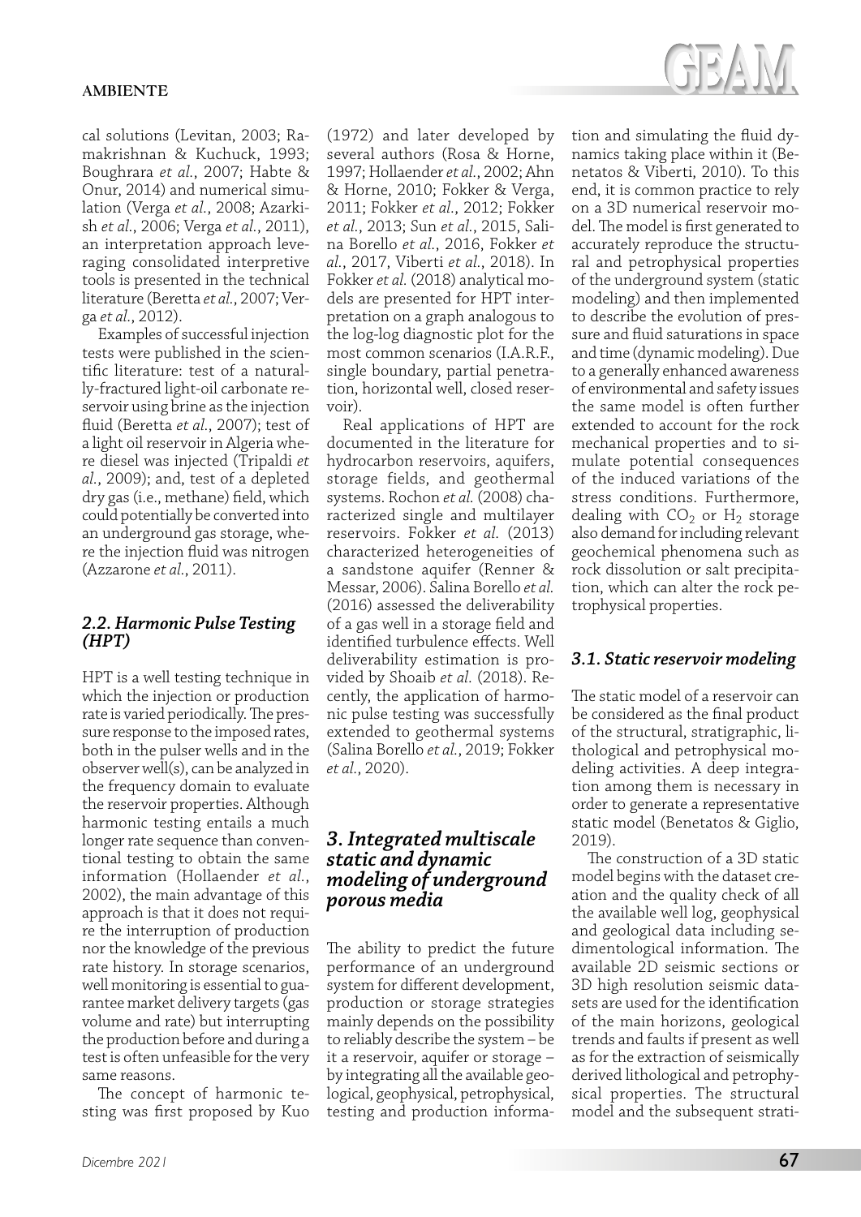cal solutions (Levitan, 2003; Ramakrishnan & Kuchuck, 1993; Boughrara *et al.*, 2007; Habte & Onur, 2014) and numerical simulation (Verga *et al.*, 2008; Azarkish *et al.*, 2006; Verga *et al.*, 2011), an interpretation approach leveraging consolidated interpretive tools is presented in the technical literature (Beretta *et al.*, 2007; Verga *et al.*, 2012).

Examples of successful injection tests were published in the scientific literature: test of a naturally-fractured light-oil carbonate reservoir using brine as the injection fluid (Beretta *et al.*, 2007); test of a light oil reservoir in Algeria where diesel was injected (Tripaldi *et al.*, 2009); and, test of a depleted dry gas (i.e., methane) field, which could potentially be converted into an underground gas storage, where the injection fluid was nitrogen (Azzarone *et al.*, 2011).

### *2.2. Harmonic Pulse Testing (HPT)*

HPT is a well testing technique in which the injection or production rate is varied periodically. The pressure response to the imposed rates, both in the pulser wells and in the observer well(s), can be analyzed in the frequency domain to evaluate the reservoir properties. Although harmonic testing entails a much longer rate sequence than conventional testing to obtain the same information (Hollaender *et al.*, 2002), the main advantage of this approach is that it does not require the interruption of production nor the knowledge of the previous rate history. In storage scenarios, well monitoring is essential to guarantee market delivery targets (gas volume and rate) but interrupting the production before and during a test is often unfeasible for the very same reasons.

The concept of harmonic testing was first proposed by Kuo (1972) and later developed by several authors (Rosa & Horne, 1997; Hollaender *et al.*, 2002; Ahn & Horne, 2010; Fokker & Verga, 2011; Fokker *et al.*, 2012; Fokker *et al.*, 2013; Sun *et al.*, 2015, Salina Borello *et al.*, 2016, Fokker *et al.*, 2017, Viberti *et al.*, 2018). In Fokker *et al.* (2018) analytical models are presented for HPT interpretation on a graph analogous to the log-log diagnostic plot for the most common scenarios (I.A.R.F., single boundary, partial penetration, horizontal well, closed reservoir).

Real applications of HPT are documented in the literature for hydrocarbon reservoirs, aquifers, storage fields, and geothermal systems. Rochon *et al.* (2008) characterized single and multilayer reservoirs. Fokker *et al.* (2013) characterized heterogeneities of a sandstone aquifer (Renner & Messar, 2006). Salina Borello *et al.* (2016) assessed the deliverability of a gas well in a storage field and identified turbulence effects. Well deliverability estimation is provided by Shoaib *et al.* (2018). Recently, the application of harmonic pulse testing was successfully extended to geothermal systems (Salina Borello *et al.*, 2019; Fokker *et al.*, 2020).

## *3. Integrated multiscale static and dynamic modeling of underground porous media*

The ability to predict the future performance of an underground system for different development, production or storage strategies mainly depends on the possibility to reliably describe the system – be it a reservoir, aquifer or storage – by integrating all the available geological, geophysical, petrophysical, testing and production information and simulating the fluid dynamics taking place within it (Benetatos & Viberti, 2010). To this end, it is common practice to rely on a 3D numerical reservoir model. The model is first generated to accurately reproduce the structural and petrophysical properties of the underground system (static modeling) and then implemented to describe the evolution of pressure and fluid saturations in space and time (dynamic modeling). Due to a generally enhanced awareness of environmental and safety issues the same model is often further extended to account for the rock mechanical properties and to simulate potential consequences of the induced variations of the stress conditions. Furthermore, dealing with $CO_2$ or $H_2$ storage also demand for including relevant geochemical phenomena such as rock dissolution or salt precipitation, which can alter the rock petrophysical properties.

### *3.1. Static reservoir modeling*

The static model of a reservoir can be considered as the final product of the structural, stratigraphic, lithological and petrophysical modeling activities. A deep integration among them is necessary in order to generate a representative static model (Benetatos & Giglio, 2019).

The construction of a 3D static model begins with the dataset creation and the quality check of all the available well log, geophysical and geological data including sedimentological information. The available 2D seismic sections or 3D high resolution seismic datasets are used for the identification of the main horizons, geological trends and faults if present as well as for the extraction of seismically derived lithological and petrophysical properties. The structural model and the subsequent strati-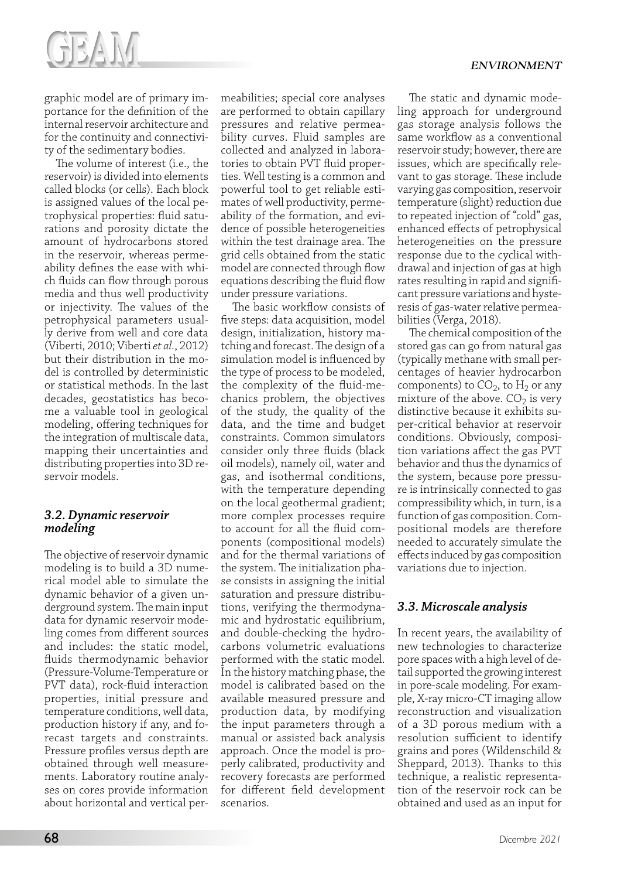graphic model are of primary importance for the definition of the internal reservoir architecture and for the continuity and connectivity of the sedimentary bodies.

The volume of interest (i.e., the reservoir) is divided into elements called blocks (or cells). Each block is assigned values of the local petrophysical properties: fluid saturations and porosity dictate the amount of hydrocarbons stored in the reservoir, whereas permeability defines the ease with which fluids can flow through porous media and thus well productivity or injectivity. The values of the petrophysical parameters usually derive from well and core data (Viberti, 2010; Viberti *et al.*, 2012) but their distribution in the model is controlled by deterministic or statistical methods. In the last decades, geostatistics has become a valuable tool in geological modeling, offering techniques for the integration of multiscale data, mapping their uncertainties and distributing properties into 3D reservoir models.

### *3.2. Dynamic reservoir modeling*

The objective of reservoir dynamic modeling is to build a 3D numerical model able to simulate the dynamic behavior of a given underground system. The main input data for dynamic reservoir modeling comes from different sources and includes: the static model, fluids thermodynamic behavior (Pressure-Volume-Temperature or PVT data), rock-fluid interaction properties, initial pressure and temperature conditions, well data, production history if any, and forecast targets and constraints. Pressure profiles versus depth are obtained through well measurements. Laboratory routine analyses on cores provide information about horizontal and vertical permeabilities; special core analyses are performed to obtain capillary pressures and relative permeability curves. Fluid samples are collected and analyzed in laboratories to obtain PVT fluid properties. Well testing is a common and powerful tool to get reliable estimates of well productivity, permeability of the formation, and evidence of possible heterogeneities within the test drainage area. The grid cells obtained from the static model are connected through flow equations describing the fluid flow under pressure variations.

The basic workflow consists of five steps: data acquisition, model design, initialization, history matching and forecast. The design of a simulation model is influenced by the type of process to be modeled, the complexity of the fluid-mechanics problem, the objectives of the study, the quality of the data, and the time and budget constraints. Common simulators consider only three fluids (black oil models), namely oil, water and gas, and isothermal conditions, with the temperature depending on the local geothermal gradient; more complex processes require to account for all the fluid components (compositional models) and for the thermal variations of the system. The initialization phase consists in assigning the initial saturation and pressure distributions, verifying the thermodynamic and hydrostatic equilibrium, and double-checking the hydrocarbons volumetric evaluations performed with the static model. In the history matching phase, the model is calibrated based on the available measured pressure and production data, by modifying the input parameters through a manual or assisted back analysis approach. Once the model is properly calibrated, productivity and recovery forecasts are performed for different field development scenarios.

The static and dynamic modeling approach for underground gas storage analysis follows the same workflow as a conventional reservoir study; however, there are issues, which are specifically relevant to gas storage. These include varying gas composition, reservoir temperature (slight) reduction due to repeated injection of "cold" gas, enhanced effects of petrophysical heterogeneities on the pressure response due to the cyclical withdrawal and injection of gas at high rates resulting in rapid and significant pressure variations and hysteresis of gas-water relative permeabilities (Verga, 2018).

The chemical composition of the stored gas can go from natural gas (typically methane with small percentages of heavier hydrocarbon components) to $CO_2$, to $H_2$ or any mixture of the above. $CO_2$ is very distinctive because it exhibits super-critical behavior at reservoir conditions. Obviously, composition variations affect the gas PVT behavior and thus the dynamics of the system, because pore pressure is intrinsically connected to gas compressibility which, in turn, is a function of gas composition. Compositional models are therefore needed to accurately simulate the effects induced by gas composition variations due to injection.

### *3.3. Microscale analysis*

In recent years, the availability of new technologies to characterize pore spaces with a high level of detail supported the growing interest in pore-scale modeling. For example, X-ray micro-CT imaging allow reconstruction and visualization of a 3D porous medium with a resolution sufficient to identify grains and pores (Wildenschild & Sheppard, 2013). Thanks to this technique, a realistic representation of the reservoir rock can be obtained and used as an input for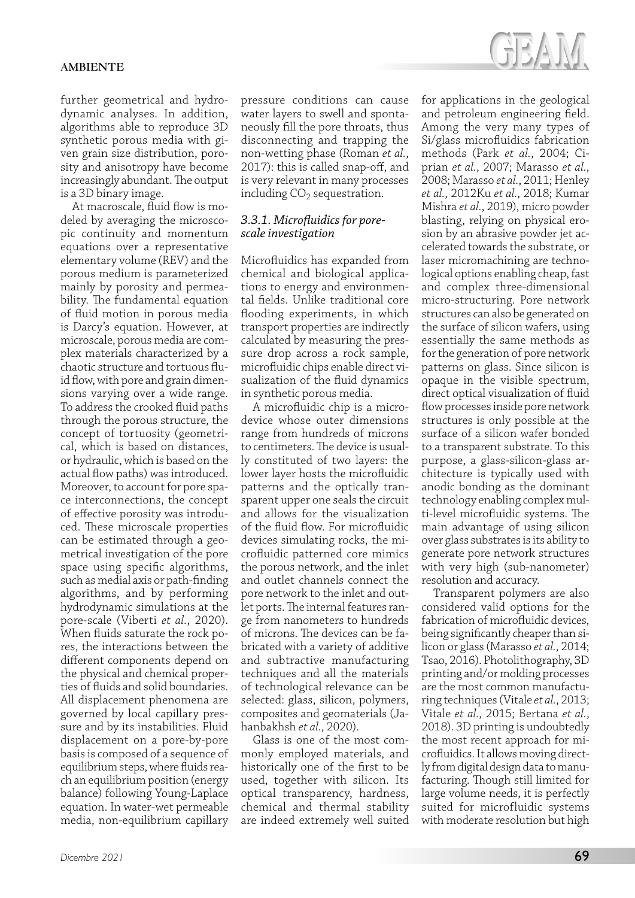further geometrical and hydrodynamic analyses. In addition, algorithms able to reproduce 3D synthetic porous media with given grain size distribution, porosity and anisotropy have become increasingly abundant. The output is a 3D binary image.

At macroscale, fluid flow is modeled by averaging the microscopic continuity and momentum equations over a representative elementary volume (REV) and the porous medium is parameterized mainly by porosity and permeability. The fundamental equation of fluid motion in porous media is Darcy's equation. However, at microscale, porous media are complex materials characterized by a chaotic structure and tortuous fluid flow, with pore and grain dimensions varying over a wide range. To address the crooked fluid paths through the porous structure, the concept of tortuosity (geometrical, which is based on distances, or hydraulic, which is based on the actual flow paths) was introduced. Moreover, to account for pore space interconnections, the concept of effective porosity was introduced. These microscale properties can be estimated through a geometrical investigation of the pore space using specific algorithms, such as medial axis or path-finding algorithms, and by performing hydrodynamic simulations at the pore-scale (Viberti *et al.*, 2020). When fluids saturate the rock pores, the interactions between the different components depend on the physical and chemical properties of fluids and solid boundaries. All displacement phenomena are governed by local capillary pressure and by its instabilities. Fluid displacement on a pore-by-pore basis is composed of a sequence of equilibrium steps, where fluids reach an equilibrium position (energy balance) following Young-Laplace equation. In water-wet permeable media, non-equilibrium capillary pressure conditions can cause water layers to swell and spontaneously fill the pore throats, thus disconnecting and trapping the non-wetting phase (Roman *et al.*, 2017): this is called snap-off, and is very relevant in many processes including $CO_2$ sequestration.

### *3.3.1. Microfluidics for pore-scale investigation*

Microfluidics has expanded from chemical and biological applications to energy and environmental fields. Unlike traditional core flooding experiments, in which transport properties are indirectly calculated by measuring the pressure drop across a rock sample, microfluidic chips enable direct visualization of the fluid dynamics in synthetic porous media.

A microfluidic chip is a microdevice whose outer dimensions range from hundreds of microns to centimeters. The device is usually constituted of two layers: the lower layer hosts the microfluidic patterns and the optically transparent upper one seals the circuit and allows for the visualization of the fluid flow. For microfluidic devices simulating rocks, the microfluidic patterned core mimics the porous network, and the inlet and outlet channels connect the pore network to the inlet and outlet ports. The internal features range from nanometers to hundreds of microns. The devices can be fabricated with a variety of additive and subtractive manufacturing techniques and all the materials of technological relevance can be selected: glass, silicon, polymers, composites and geomaterials (Jahanbakhsh *et al.*, 2020).

Glass is one of the most commonly employed materials, and historically one of the first to be used, together with silicon. Its optical transparency, hardness, chemical and thermal stability are indeed extremely well suited for applications in the geological and petroleum engineering field. Among the very many types of Si/glass microfluidics fabrication methods (Park *et al.*, 2004; Ciprian *et al.*, 2007; Marasso *et al.*, 2008; Marasso *et al.*, 2011; Henley *et al.*, 2012Ku *et al.*, 2018; Kumar Mishra *et al.*, 2019), micro powder blasting, relying on physical erosion by an abrasive powder jet accelerated towards the substrate, or laser micromachining are technological options enabling cheap, fast and complex three-dimensional micro-structuring. Pore network structures can also be generated on the surface of silicon wafers, using essentially the same methods as for the generation of pore network patterns on glass. Since silicon is opaque in the visible spectrum, direct optical visualization of fluid flow processes inside pore network structures is only possible at the surface of a silicon wafer bonded to a transparent substrate. To this purpose, a glass-silicon-glass architecture is typically used with anodic bonding as the dominant technology enabling complex multi-level microfluidic systems. The main advantage of using silicon over glass substrates is its ability to generate pore network structures with very high (sub-nanometer) resolution and accuracy.

Transparent polymers are also considered valid options for the fabrication of microfluidic devices, being significantly cheaper than silicon or glass (Marasso *et al.*, 2014; Tsao, 2016). Photolithography, 3D printing and/or molding processes are the most common manufacturing techniques (Vitale *et al.*, 2013; Vitale *et al.*, 2015; Bertana *et al.*, 2018). 3D printing is undoubtedly the most recent approach for microfluidics. It allows moving directly from digital design data to manufacturing. Though still limited for large volume needs, it is perfectly suited for microfluidic systems with moderate resolution but high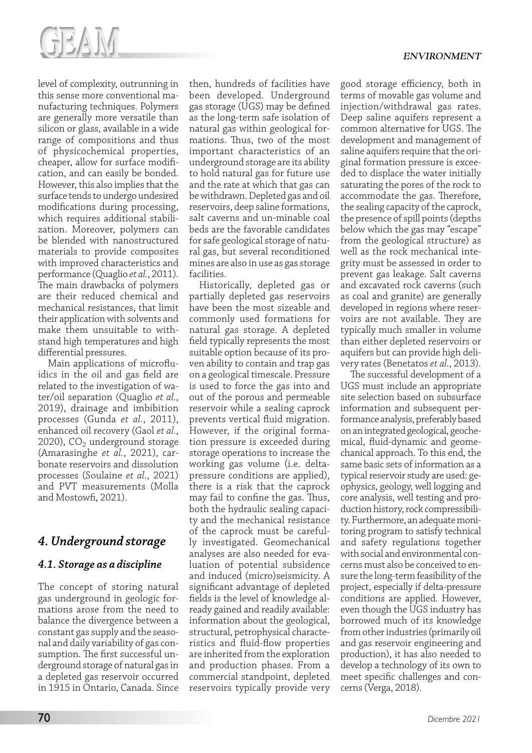level of complexity, outrunning in this sense more conventional manufacturing techniques. Polymers are generally more versatile than silicon or glass, available in a wide range of compositions and thus of physicochemical properties, cheaper, allow for surface modification, and can easily be bonded. However, this also implies that the surface tends to undergo undesired modifications during processing, which requires additional stabilization. Moreover, polymers can be blended with nanostructured materials to provide composites with improved characteristics and performance (Quaglio *et al.*, 2011). The main drawbacks of polymers are their reduced chemical and mechanical resistances, that limit their application with solvents and make them unsuitable to withstand high temperatures and high differential pressures.

Main applications of microfluidics in the oil and gas field are related to the investigation of water/oil separation (Quaglio *et al.*, 2019), drainage and imbibition processes (Gunda *et al.*, 2011), enhanced oil recovery (Gaol *et al.*, 2020), $CO_2$ underground storage (Amarasinghe *et al.*, 2021), carbonate reservoirs and dissolution processes (Soulaine *et al.*, 2021) and PVT measurements (Molla and Mostowfi, 2021).

## 4. Underground storage

### 4.1. Storage as a discipline

The concept of storing natural gas underground in geologic formations arose from the need to balance the divergence between a constant gas supply and the seasonal and daily variability of gas consumption. The first successful underground storage of natural gas in a depleted gas reservoir occurred in 1915 in Ontario, Canada. Since then, hundreds of facilities have been developed. Underground gas storage (UGS) may be defined as the long-term safe isolation of natural gas within geological formations. Thus, two of the most important characteristics of an underground storage are its ability to hold natural gas for future use and the rate at which that gas can be withdrawn. Depleted gas and oil reservoirs, deep saline formations, salt caverns and un-minable coal beds are the favorable candidates for safe geological storage of natural gas, but several reconditioned mines are also in use as gas storage facilities.

Historically, depleted gas or partially depleted gas reservoirs have been the most sizeable and commonly used formations for natural gas storage. A depleted field typically represents the most suitable option because of its proven ability to contain and trap gas on a geological timescale. Pressure is used to force the gas into and out of the porous and permeable reservoir while a sealing caprock prevents vertical fluid migration. However, if the original formation pressure is exceeded during storage operations to increase the working gas volume (i.e. delta-pressure conditions are applied), there is a risk that the caprock may fail to confine the gas. Thus, both the hydraulic sealing capacity and the mechanical resistance of the caprock must be carefully investigated. Geomechanical analyses are also needed for evaluation of potential subsidence and induced (micro)seismicity. A significant advantage of depleted fields is the level of knowledge already gained and readily available: information about the geological, structural, petrophysical characteristics and fluid-flow properties are inherited from the exploration and production phases. From a commercial standpoint, depleted reservoirs typically provide very good storage efficiency, both in terms of movable gas volume and injection/withdrawal gas rates. Deep saline aquifers represent a common alternative for UGS. The development and management of saline aquifers require that the original formation pressure is exceeded to displace the water initially saturating the pores of the rock to accommodate the gas. Therefore, the sealing capacity of the caprock, the presence of spill points (depths below which the gas may "escape" from the geological structure) as well as the rock mechanical integrity must be assessed in order to prevent gas leakage. Salt caverns and excavated rock caverns (such as coal and granite) are generally developed in regions where reservoirs are not available. They are typically much smaller in volume than either depleted reservoirs or aquifers but can provide high delivery rates (Benetatos *et al.*, 2013).

The successful development of a UGS must include an appropriate site selection based on subsurface information and subsequent performance analysis, preferably based on an integrated geological, geochemical, fluid-dynamic and geomechanical approach. To this end, the same basic sets of information as a typical reservoir study are used: geophysics, geology, well logging and core analysis, well testing and production history, rock compressibility. Furthermore, an adequate monitoring program to satisfy technical and safety regulations together with social and environmental concerns must also be conceived to ensure the long-term feasibility of the project, especially if delta-pressure conditions are applied. However, even though the UGS industry has borrowed much of its knowledge from other industries (primarily oil and gas reservoir engineering and production), it has also needed to develop a technology of its own to meet specific challenges and concerns (Verga, 2018).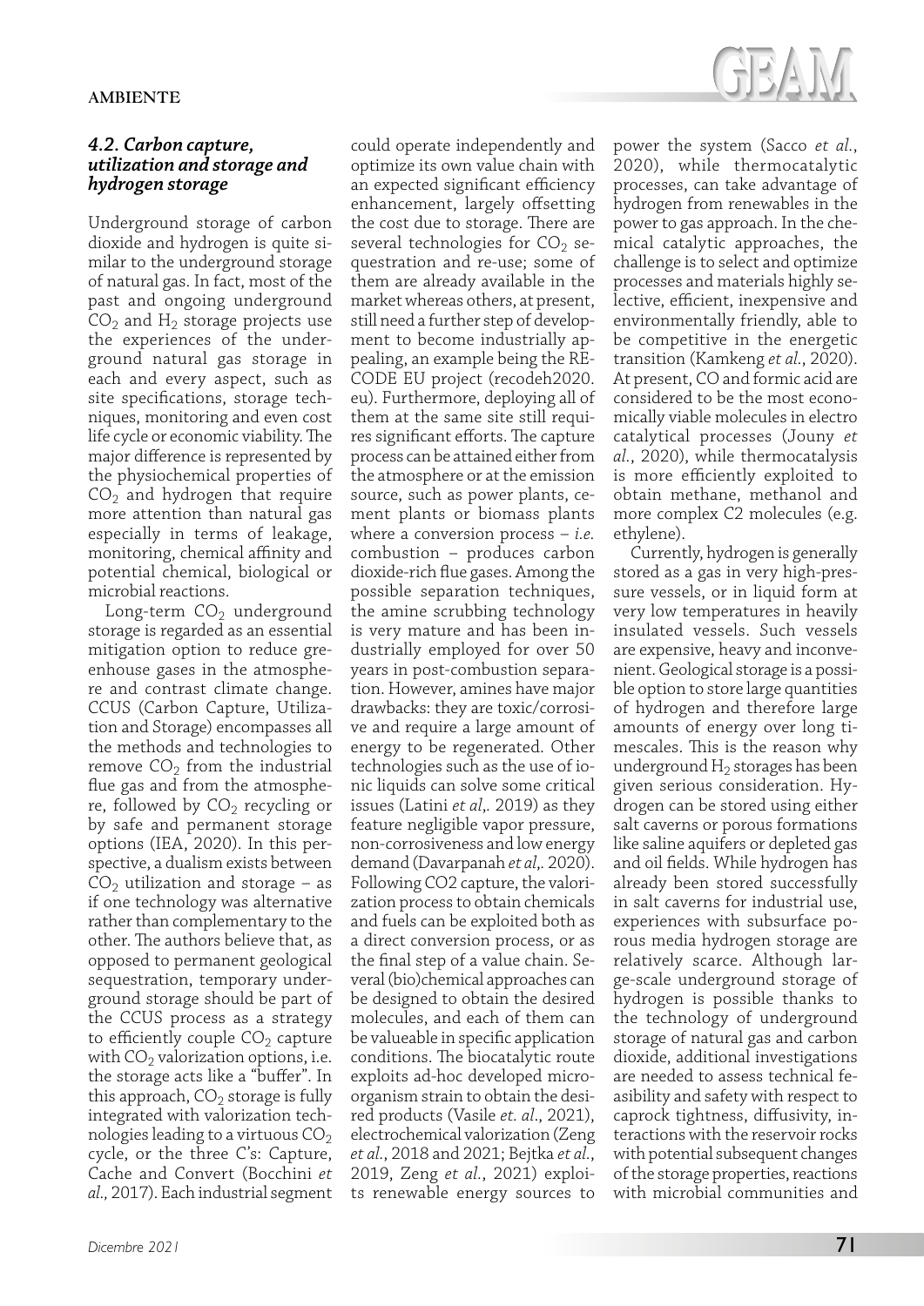### *4.2. Carbon capture, utilization and storage and hydrogen storage*

Underground storage of carbon dioxide and hydrogen is quite similar to the underground storage of natural gas. In fact, most of the past and ongoing underground $CO_2$ and $H_2$ storage projects use the experiences of the underground natural gas storage in each and every aspect, such as site specifications, storage techniques, monitoring and even cost life cycle or economic viability. The major difference is represented by the physiochemical properties of $CO_2$ and hydrogen that require more attention than natural gas especially in terms of leakage, monitoring, chemical affinity and potential chemical, biological or microbial reactions.

Long-term $CO_2$ underground storage is regarded as an essential mitigation option to reduce greenhouse gases in the atmosphere and contrast climate change. CCUS (Carbon Capture, Utilization and Storage) encompasses all the methods and technologies to remove $CO_2$ from the industrial flue gas and from the atmosphere, followed by $CO_2$ recycling or by safe and permanent storage options (IEA, 2020). In this perspective, a dualism exists between $CO_2$ utilization and storage – as if one technology was alternative rather than complementary to the other. The authors believe that, as opposed to permanent geological sequestration, temporary underground storage should be part of the CCUS process as a strategy to efficiently couple $CO_2$ capture with $CO_2$ valorization options, i.e. the storage acts like a "buffer". In this approach, $CO_2$ storage is fully integrated with valorization technologies leading to a virtuous $CO_2$ cycle, or the three C's: Capture, Cache and Convert (Bocchini *et al.*, 2017). Each industrial segment could operate independently and optimize its own value chain with an expected significant efficiency enhancement, largely offsetting the cost due to storage. There are several technologies for $CO_2$ sequestration and re-use; some of them are already available in the market whereas others, at present, still need a further step of development to become industrially appealing, an example being the RE-CODE EU project (recodeh2020.eu). Furthermore, deploying all of them at the same site still requires significant efforts. The capture process can be attained either from the atmosphere or at the emission source, such as power plants, cement plants or biomass plants where a conversion process – *i.e.* combustion – produces carbon dioxide-rich flue gases. Among the possible separation techniques, the amine scrubbing technology is very mature and has been industrially employed for over 50 years in post-combustion separation. However, amines have major drawbacks: they are toxic/corrosive and require a large amount of energy to be regenerated. Other technologies such as the use of ionic liquids can solve some critical issues (Latini *et al*,. 2019) as they feature negligible vapor pressure, non-corrosiveness and low energy demand (Davarpanah *et al*,. 2020). Following CO2 capture, the valorization process to obtain chemicals and fuels can be exploited both as a direct conversion process, or as the final step of a value chain. Several (bio)chemical approaches can be designed to obtain the desired molecules, and each of them can be valueable in specific application conditions. The biocatalytic route exploits ad-hoc developed microorganism strain to obtain the desired products (Vasile *et. al*., 2021), electrochemical valorization (Zeng *et al.*, 2018 and 2021; Bejtka *et al.*, 2019, Zeng *et al.*, 2021) exploits renewable energy sources to power the system (Sacco *et al.*, 2020), while thermocatalytic processes, can take advantage of hydrogen from renewables in the power to gas approach. In the chemical catalytic approaches, the challenge is to select and optimize processes and materials highly selective, efficient, inexpensive and environmentally friendly, able to be competitive in the energetic transition (Kamkeng *et al.*, 2020). At present, CO and formic acid are considered to be the most economically viable molecules in electro catalytical processes (Jouny *et al.*, 2020), while thermocatalysis is more efficiently exploited to obtain methane, methanol and more complex C2 molecules (e.g. ethylene).

Currently, hydrogen is generally stored as a gas in very high-pressure vessels, or in liquid form at very low temperatures in heavily insulated vessels. Such vessels are expensive, heavy and inconvenient. Geological storage is a possible option to store large quantities of hydrogen and therefore large amounts of energy over long timescales. This is the reason why underground $H_2$ storages has been given serious consideration. Hydrogen can be stored using either salt caverns or porous formations like saline aquifers or depleted gas and oil fields. While hydrogen has already been stored successfully in salt caverns for industrial use, experiences with subsurface porous media hydrogen storage are relatively scarce. Although large-scale underground storage of hydrogen is possible thanks to the technology of underground storage of natural gas and carbon dioxide, additional investigations are needed to assess technical feasibility and safety with respect to caprock tightness, diffusivity, interactions with the reservoir rocks with potential subsequent changes of the storage properties, reactions with microbial communities and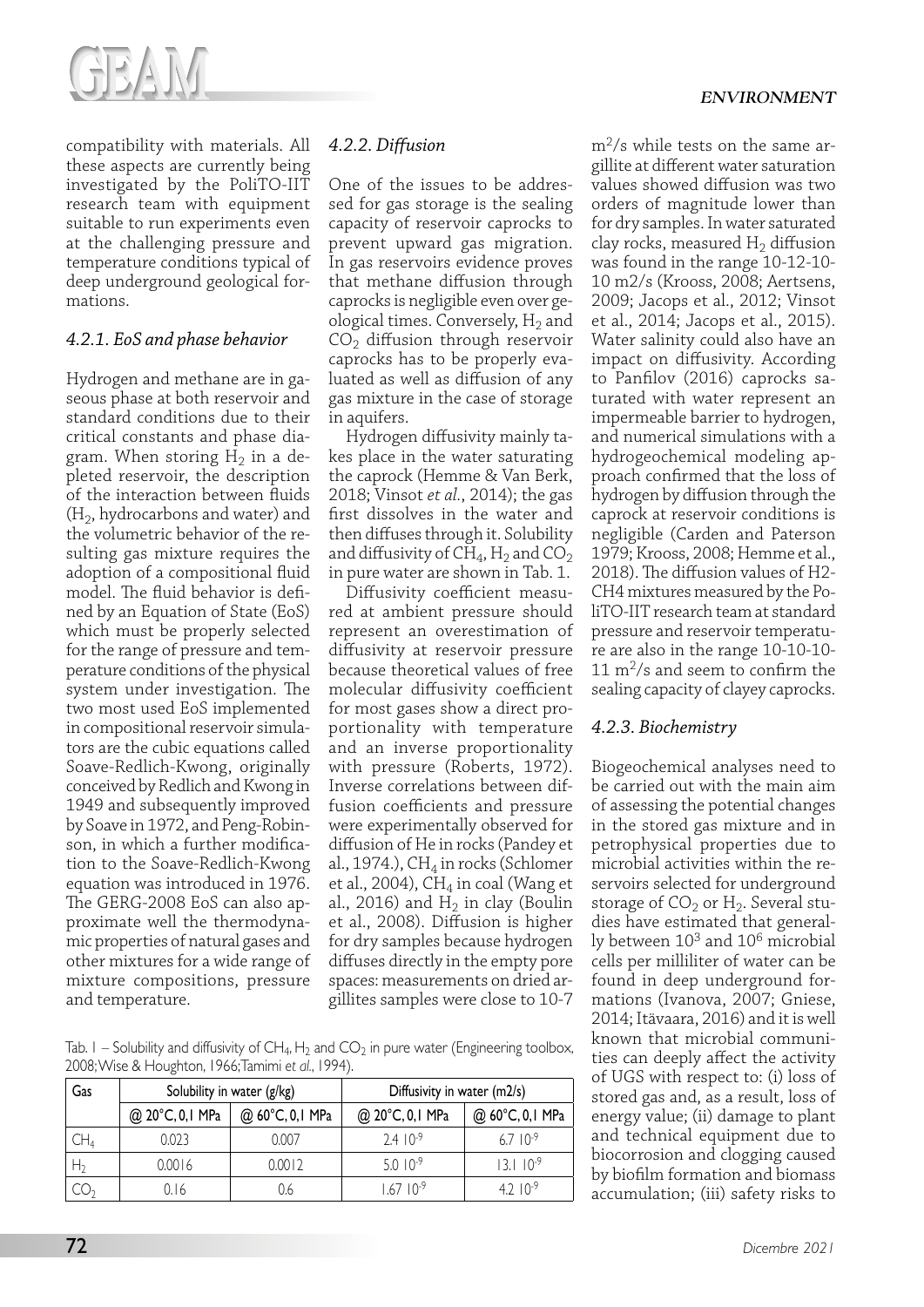compatibility with materials. All these aspects are currently being investigated by the PoliTO-IIT research team with equipment suitable to run experiments even at the challenging pressure and temperature conditions typical of deep underground geological formations.

### *4.2.1. EoS and phase behavior*

Hydrogen and methane are in gaseous phase at both reservoir and standard conditions due to their critical constants and phase diagram. When storing $H_2$ in a depleted reservoir, the description of the interaction between fluids ($H_2$, hydrocarbons and water) and the volumetric behavior of the resulting gas mixture requires the adoption of a compositional fluid model. The fluid behavior is defined by an Equation of State (EoS) which must be properly selected for the range of pressure and temperature conditions of the physical system under investigation. The two most used EoS implemented in compositional reservoir simulators are the cubic equations called Soave-Redlich-Kwong, originally conceived by Redlich and Kwong in 1949 and subsequently improved by Soave in 1972, and Peng-Robinson, in which a further modification to the Soave-Redlich-Kwong equation was introduced in 1976. The GERG-2008 EoS can also approximate well the thermodynamic properties of natural gases and other mixtures for a wide range of mixture compositions, pressure and temperature.

Tab. 1 – Solubility and diffusivity of $CH_4$, $H_2$ and $CO_2$ in pure water (Engineering toolbox, 2008; Wise & Houghton, 1966; Tamimi *et al.*, 1994).

| Gas | Solubility in water (g/kg) | | Diffusivity in water (m2/s) | |
|---|---|---|---|---|
| | @ 20°C, 0,1 MPa | @ 60°C, 0,1 MPa | @ 20°C, 0,1 MPa | @ 60°C, 0,1 MPa |
| $CH_4$ | 0.023 | 0.007 | $2.4\ 10^{-9}$ | $6.7\ 10^{-9}$ |
| $H_2$ | 0.0016 | 0.0012 | $5.0\ 10^{-9}$ | $13.1\ 10^{-9}$ |
| $CO_2$ | 0.16 | 0.6 | $1.67\ 10^{-9}$ | $4.2\ 10^{-9}$ |

### *4.2.2. Diffusion*

One of the issues to be addressed for gas storage is the sealing capacity of reservoir caprocks to prevent upward gas migration. In gas reservoirs evidence proves that methane diffusion through caprocks is negligible even over geological times. Conversely, $H_2$ and $CO_2$ diffusion through reservoir caprocks has to be properly evaluated as well as diffusion of any gas mixture in the case of storage in aquifers.

Hydrogen diffusivity mainly takes place in the water saturating the caprock (Hemme & Van Berk, 2018; Vinsot *et al.*, 2014); the gas first dissolves in the water and then diffuses through it. Solubility and diffusivity of $CH_4$, $H_2$ and $CO_2$ in pure water are shown in Tab. 1.

Diffusivity coefficient measured at ambient pressure should represent an overestimation of diffusivity at reservoir pressure because theoretical values of free molecular diffusivity coefficient for most gases show a direct proportionality with temperature and an inverse proportionality with pressure (Roberts, 1972). Inverse correlations between diffusion coefficients and pressure were experimentally observed for diffusion of He in rocks (Pandey et al., 1974.), $CH_4$ in rocks (Schlomer et al., 2004), $CH_4$ in coal (Wang et al., 2016) and $H_2$ in clay (Boulin et al., 2008). Diffusion is higher for dry samples because hydrogen diffuses directly in the empty pore spaces: measurements on dried argillites samples were close to 10-7 $m^2/s$ while tests on the same argillite at different water saturation values showed diffusion was two orders of magnitude lower than for dry samples. In water saturated clay rocks, measured $H_2$ diffusion was found in the range 10-12-10-10 m2/s (Krooss, 2008; Aertsens, 2009; Jacops et al., 2012; Vinsot et al., 2014; Jacops et al., 2015). Water salinity could also have an impact on diffusivity. According to Panfilov (2016) caprocks saturated with water represent an impermeable barrier to hydrogen, and numerical simulations with a hydrogeochemical modeling approach confirmed that the loss of hydrogen by diffusion through the caprock at reservoir conditions is negligible (Carden and Paterson 1979; Krooss, 2008; Hemme et al., 2018). The diffusion values of H2-CH4 mixtures measured by the PoliTO-IIT research team at standard pressure and reservoir temperature are also in the range 10-10-10-11 $m^2/s$ and seem to confirm the sealing capacity of clayey caprocks.

### *4.2.3. Biochemistry*

Biogeochemical analyses need to be carried out with the main aim of assessing the potential changes in the stored gas mixture and in petrophysical properties due to microbial activities within the reservoirs selected for underground storage of $CO_2$ or $H_2$. Several studies have estimated that generally between $10^3$ and $10^6$ microbial cells per milliliter of water can be found in deep underground formations (Ivanova, 2007; Gniese, 2014; Itävaara, 2016) and it is well known that microbial communities can deeply affect the activity of UGS with respect to: (i) loss of stored gas and, as a result, loss of energy value; (ii) damage to plant and technical equipment due to biocorrosion and clogging caused by biofilm formation and biomass accumulation; (iii) safety risks to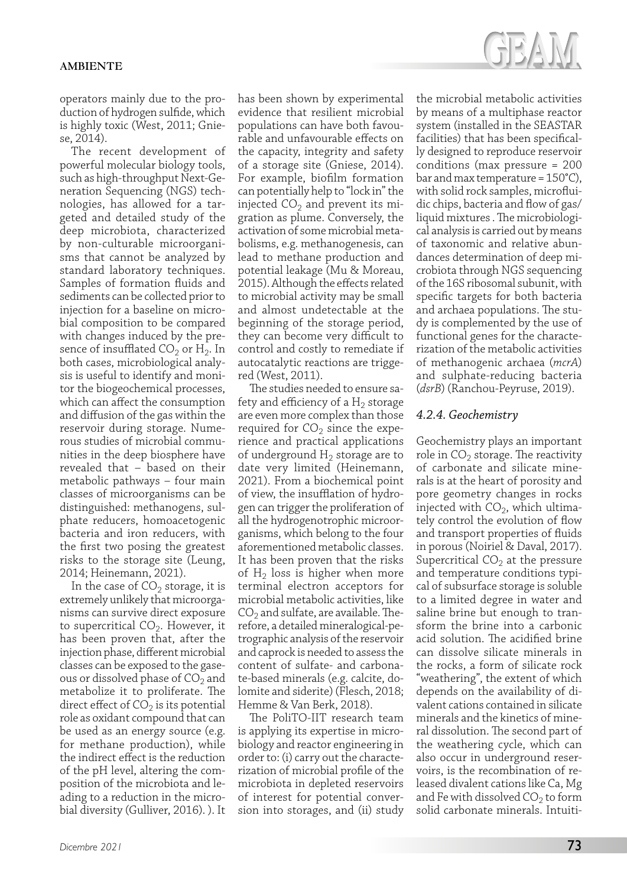operators mainly due to the production of hydrogen sulfide, which is highly toxic (West, 2011; Gniese, 2014).

The recent development of powerful molecular biology tools, such as high-throughput Next-Generation Sequencing (NGS) technologies, has allowed for a targeted and detailed study of the deep microbiota, characterized by non-culturable microorganisms that cannot be analyzed by standard laboratory techniques. Samples of formation fluids and sediments can be collected prior to injection for a baseline on microbial composition to be compared with changes induced by the presence of insufflated $CO_2$ or $H_2$. In both cases, microbiological analysis is useful to identify and monitor the biogeochemical processes, which can affect the consumption and diffusion of the gas within the reservoir during storage. Numerous studies of microbial communities in the deep biosphere have revealed that – based on their metabolic pathways – four main classes of microorganisms can be distinguished: methanogens, sulphate reducers, homoacetogenic bacteria and iron reducers, with the first two posing the greatest risks to the storage site (Leung, 2014; Heinemann, 2021).

In the case of $CO_2$ storage, it is extremely unlikely that microorganisms can survive direct exposure to supercritical $CO_2$. However, it has been proven that, after the injection phase, different microbial classes can be exposed to the gaseous or dissolved phase of $CO_2$ and metabolize it to proliferate. The direct effect of $CO_2$ is its potential role as oxidant compound that can be used as an energy source (e.g. for methane production), while the indirect effect is the reduction of the pH level, altering the composition of the microbiota and leading to a reduction in the microbial diversity (Gulliver, 2016). ). It has been shown by experimental evidence that resilient microbial populations can have both favourable and unfavourable effects on the capacity, integrity and safety of a storage site (Gniese, 2014). For example, biofilm formation can potentially help to "lock in" the injected $CO_2$ and prevent its migration as plume. Conversely, the activation of some microbial metabolisms, e.g. methanogenesis, can lead to methane production and potential leakage (Mu & Moreau, 2015). Although the effects related to microbial activity may be small and almost undetectable at the beginning of the storage period, they can become very difficult to control and costly to remediate if autocatalytic reactions are triggered (West, 2011).

The studies needed to ensure safety and efficiency of a $H_2$ storage are even more complex than those required for $CO_2$ since the experience and practical applications of underground $H_2$ storage are to date very limited (Heinemann, 2021). From a biochemical point of view, the insufflation of hydrogen can trigger the proliferation of all the hydrogenotrophic microorganisms, which belong to the four aforementioned metabolic classes. It has been proven that the risks of $H_2$ loss is higher when more terminal electron acceptors for microbial metabolic activities, like $CO_2$ and sulfate, are available. Therefore, a detailed mineralogical-petrographic analysis of the reservoir and caprock is needed to assess the content of sulfate- and carbonate-based minerals (e.g. calcite, dolomite and siderite) (Flesch, 2018; Hemme & Van Berk, 2018).

The PoliTO-IIT research team is applying its expertise in microbiology and reactor engineering in order to: (i) carry out the characterization of microbial profile of the microbiota in depleted reservoirs of interest for potential conversion into storages, and (ii) study the microbial metabolic activities by means of a multiphase reactor system (installed in the SEASTAR facilities) that has been specifically designed to reproduce reservoir conditions (max pressure = 200 bar and max temperature = 150°C), with solid rock samples, microfluidic chips, bacteria and flow of gas/liquid mixtures . The microbiological analysis is carried out by means of taxonomic and relative abundances determination of deep microbiota through NGS sequencing of the 16S ribosomal subunit, with specific targets for both bacteria and archaea populations. The study is complemented by the use of functional genes for the characterization of the metabolic activities of methanogenic archaea (*mcrA*) and sulphate-reducing bacteria (*dsrB*) (Ranchou-Peyruse, 2019).

#### *4.2.4. Geochemistry*

Geochemistry plays an important role in $CO_2$ storage. The reactivity of carbonate and silicate minerals is at the heart of porosity and pore geometry changes in rocks injected with $CO_2$, which ultimately control the evolution of flow and transport properties of fluids in porous (Noiriel & Daval, 2017). Supercritical $CO_2$ at the pressure and temperature conditions typical of subsurface storage is soluble to a limited degree in water and saline brine but enough to transform the brine into a carbonic acid solution. The acidified brine can dissolve silicate minerals in the rocks, a form of silicate rock "weathering", the extent of which depends on the availability of divalent cations contained in silicate minerals and the kinetics of mineral dissolution. The second part of the weathering cycle, which can also occur in underground reservoirs, is the recombination of released divalent cations like Ca, Mg and Fe with dissolved $CO_2$ to form solid carbonate minerals. Intuiti-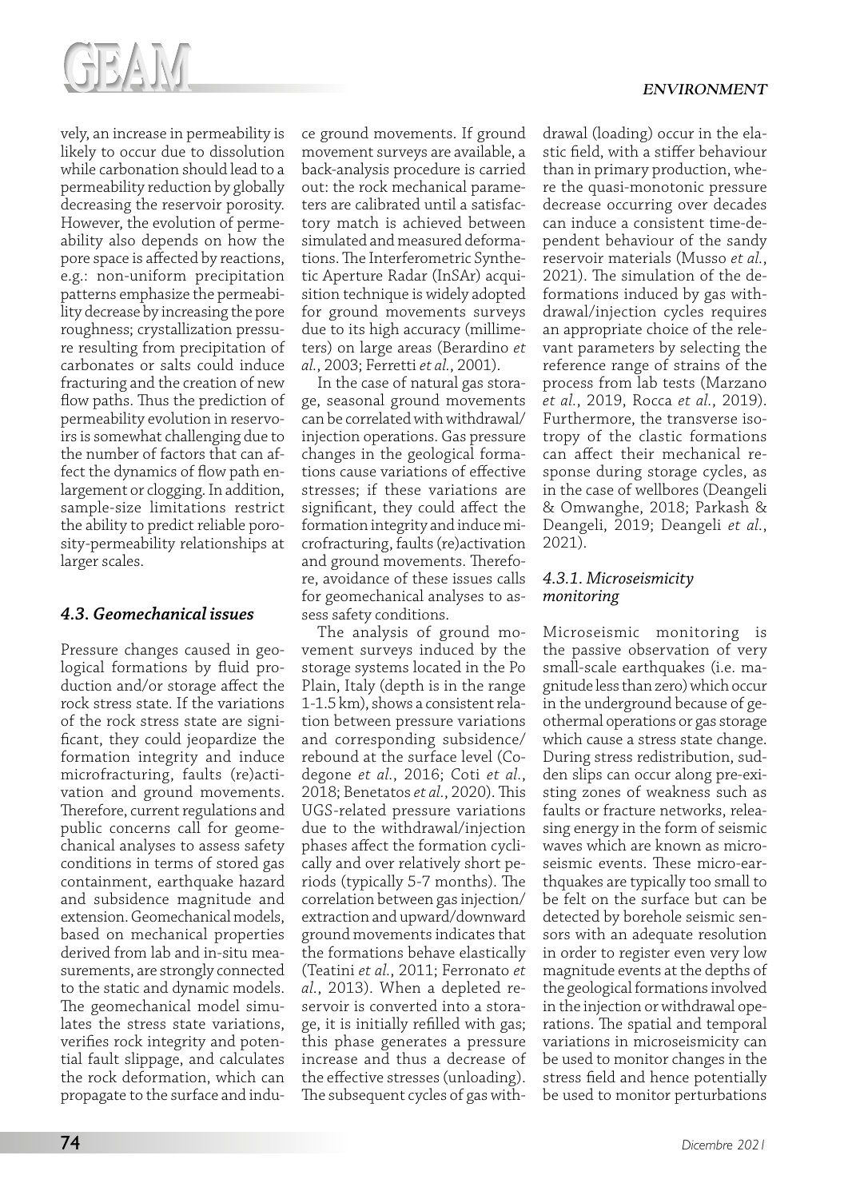vely, an increase in permeability is likely to occur due to dissolution while carbonation should lead to a permeability reduction by globally decreasing the reservoir porosity. However, the evolution of permeability also depends on how the pore space is affected by reactions, e.g.: non-uniform precipitation patterns emphasize the permeability decrease by increasing the pore roughness; crystallization pressure resulting from precipitation of carbonates or salts could induce fracturing and the creation of new flow paths. Thus the prediction of permeability evolution in reservoirs is somewhat challenging due to the number of factors that can affect the dynamics of flow path enlargement or clogging. In addition, sample-size limitations restrict the ability to predict reliable porosity-permeability relationships at larger scales.

### *4.3. Geomechanical issues*

Pressure changes caused in geological formations by fluid production and/or storage affect the rock stress state. If the variations of the rock stress state are significant, they could jeopardize the formation integrity and induce microfracturing, faults (re)activation and ground movements. Therefore, current regulations and public concerns call for geomechanical analyses to assess safety conditions in terms of stored gas containment, earthquake hazard and subsidence magnitude and extension. Geomechanical models, based on mechanical properties derived from lab and in-situ measurements, are strongly connected to the static and dynamic models. The geomechanical model simulates the stress state variations, verifies rock integrity and potential fault slippage, and calculates the rock deformation, which can propagate to the surface and induce ground movements. If ground movement surveys are available, a back-analysis procedure is carried out: the rock mechanical parameters are calibrated until a satisfactory match is achieved between simulated and measured deformations. The Interferometric Synthetic Aperture Radar (InSAr) acquisition technique is widely adopted for ground movements surveys due to its high accuracy (millimeters) on large areas (Berardino *et al.*, 2003; Ferretti *et al.*, 2001).

In the case of natural gas storage, seasonal ground movements can be correlated with withdrawal/injection operations. Gas pressure changes in the geological formations cause variations of effective stresses; if these variations are significant, they could affect the formation integrity and induce microfracturing, faults (re)activation and ground movements. Therefore, avoidance of these issues calls for geomechanical analyses to assess safety conditions.

The analysis of ground movement surveys induced by the storage systems located in the Po Plain, Italy (depth is in the range 1-1.5 km), shows a consistent relation between pressure variations and corresponding subsidence/rebound at the surface level (Codegone *et al.*, 2016; Coti *et al.*, 2018; Benetatos *et al.*, 2020). This UGS-related pressure variations due to the withdrawal/injection phases affect the formation cyclically and over relatively short periods (typically 5-7 months). The correlation between gas injection/extraction and upward/downward ground movements indicates that the formations behave elastically (Teatini *et al.*, 2011; Ferronato *et al.*, 2013). When a depleted reservoir is converted into a storage, it is initially refilled with gas; this phase generates a pressure increase and thus a decrease of the effective stresses (unloading). The subsequent cycles of gas withdrawal (loading) occur in the elastic field, with a stiffer behaviour than in primary production, where the quasi-monotonic pressure decrease occurring over decades can induce a consistent time-dependent behaviour of the sandy reservoir materials (Musso *et al.*, 2021). The simulation of the deformations induced by gas withdrawal/injection cycles requires an appropriate choice of the relevant parameters by selecting the reference range of strains of the process from lab tests (Marzano *et al.*, 2019, Rocca *et al.*, 2019). Furthermore, the transverse isotropy of the clastic formations can affect their mechanical response during storage cycles, as in the case of wellbores (Deangeli & Omwanghe, 2018; Parkash & Deangeli, 2019; Deangeli *et al.*, 2021).

#### *4.3.1. Microseismicity monitoring*

Microseismic monitoring is the passive observation of very small-scale earthquakes (i.e. magnitude less than zero) which occur in the underground because of geothermal operations or gas storage which cause a stress state change. During stress redistribution, sudden slips can occur along pre-existing zones of weakness such as faults or fracture networks, releasing energy in the form of seismic waves which are known as microseismic events. These micro-earthquakes are typically too small to be felt on the surface but can be detected by borehole seismic sensors with an adequate resolution in order to register even very low magnitude events at the depths of the geological formations involved in the injection or withdrawal operations. The spatial and temporal variations in microseismicity can be used to monitor changes in the stress field and hence potentially be used to monitor perturbations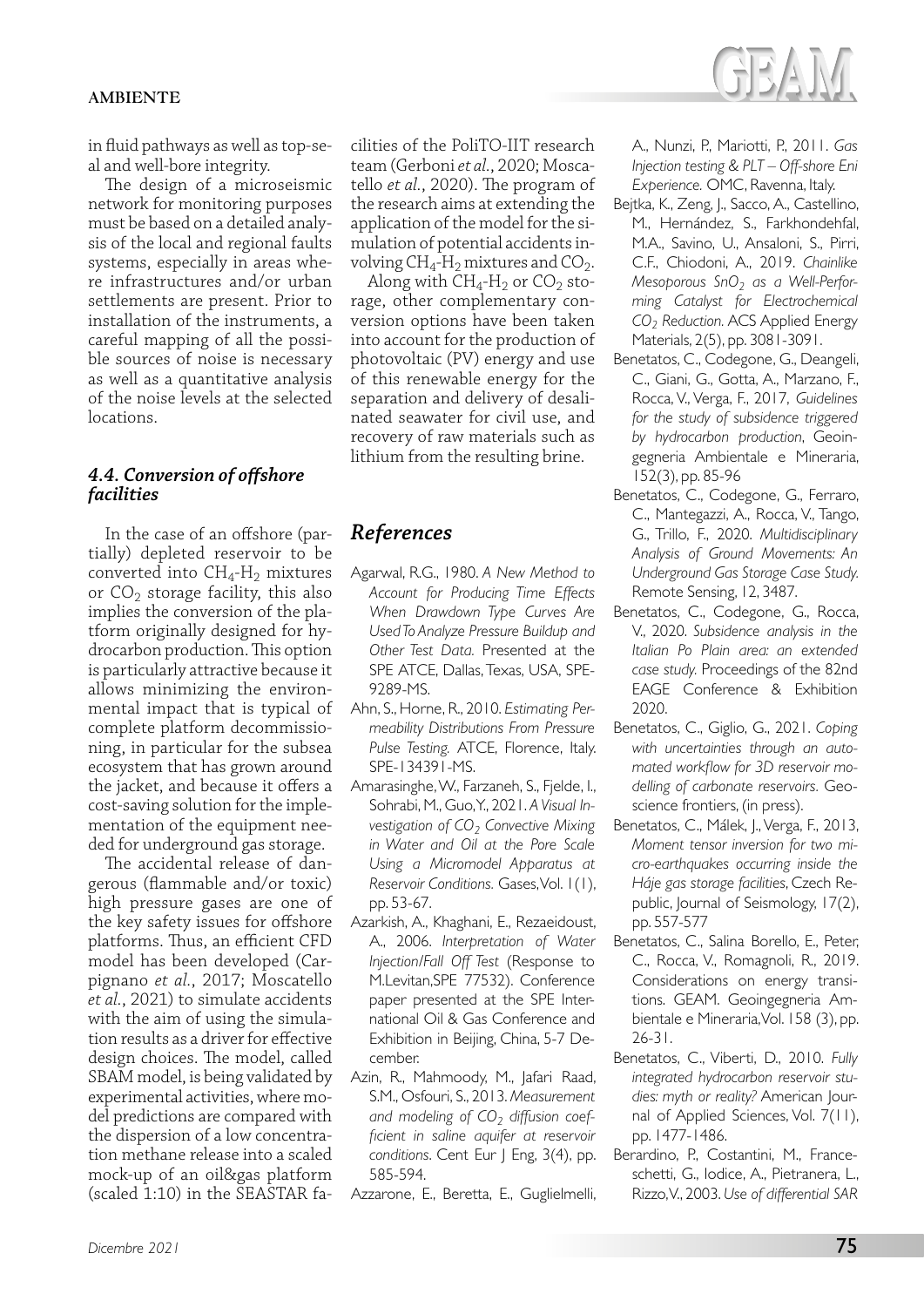in fluid pathways as well as top-seal and well-bore integrity.

The design of a microseismic network for monitoring purposes must be based on a detailed analysis of the local and regional faults systems, especially in areas where infrastructures and/or urban settlements are present. Prior to installation of the instruments, a careful mapping of all the possible sources of noise is necessary as well as a quantitative analysis of the noise levels at the selected locations.

### *4.4. Conversion of offshore facilities*

In the case of an offshore (partially) depleted reservoir to be converted into $CH_4$-$H_2$ mixtures or $CO_2$ storage facility, this also implies the conversion of the platform originally designed for hydrocarbon production. This option is particularly attractive because it allows minimizing the environmental impact that is typical of complete platform decommissioning, in particular for the subsea ecosystem that has grown around the jacket, and because it offers a cost-saving solution for the implementation of the equipment needed for underground gas storage.

The accidental release of dangerous (flammable and/or toxic) high pressure gases are one of the key safety issues for offshore platforms. Thus, an efficient CFD model has been developed (Carpignano *et al.*, 2017; Moscatello *et al.*, 2021) to simulate accidents with the aim of using the simulation results as a driver for effective design choices. The model, called SBAM model, is being validated by experimental activities, where model predictions are compared with the dispersion of a low concentration methane release into a scaled mock-up of an oil&gas platform (scaled 1:10) in the SEASTAR facilities of the PoliTO-IIT research team (Gerboni *et al.*, 2020; Moscatello *et al.*, 2020). The program of the research aims at extending the application of the model for the simulation of potential accidents involving $CH_4$-$H_2$ mixtures and $CO_2$.

Along with $CH_4$-$H_2$ or $CO_2$ storage, other complementary conversion options have been taken into account for the production of photovoltaic (PV) energy and use of this renewable energy for the separation and delivery of desalinated seawater for civil use, and recovery of raw materials such as lithium from the resulting brine.

## *References*

Agarwal, R.G., 1980. *A New Method to Account for Producing Time Effects When Drawdown Type Curves Are Used To Analyze Pressure Buildup and Other Test Data.* Presented at the SPE ATCE, Dallas, Texas, USA, SPE-9289-MS.

Ahn, S., Horne, R., 2010. *Estimating Permeability Distributions From Pressure Pulse Testing.* ATCE, Florence, Italy. SPE-134391-MS.

Amarasinghe, W., Farzaneh, S., Fjelde, I., Sohrabi, M., Guo, Y., 2021. *A Visual Investigation of $CO_2$ Convective Mixing in Water and Oil at the Pore Scale Using a Micromodel Apparatus at Reservoir Conditions.* Gases, Vol. 1(1), pp. 53-67.

Azarkish, A., Khaghani, E., Rezaeidoust, A., 2006. *Interpretation of Water Injection/Fall Off Test* (Response to M.Levitan, SPE 77532). Conference paper presented at the SPE International Oil & Gas Conference and Exhibition in Beijing, China, 5-7 December.

Azin, R., Mahmoody, M., Jafari Raad, S.M., Osfouri, S., 2013. *Measurement and modeling of $CO_2$ diffusion coefficient in saline aquifer at reservoir conditions.* Cent Eur J Eng, 3(4), pp. 585-594.

Azzarone, E., Beretta, E., Guglielmelli, A., Nunzi, P., Mariotti, P., 2011. *Gas Injection testing & PLT – Off-shore Eni Experience.* OMC, Ravenna, Italy.

Bejtka, K., Zeng, J., Sacco, A., Castellino, M., Hernández, S., Farkhondehfal, M.A., Savino, U., Ansaloni, S., Pirri, C.F., Chiodoni, A., 2019. *Chainlike Mesoporous $SnO_2$ as a Well-Performing Catalyst for Electrochemical $CO_2$ Reduction.* ACS Applied Energy Materials, 2(5), pp. 3081-3091.

Benetatos, C., Codegone, G., Deangeli, C., Giani, G., Gotta, A., Marzano, F., Rocca, V., Verga, F., 2017, *Guidelines for the study of subsidence triggered by hydrocarbon production*, Geoingegneria Ambientale e Mineraria, 152(3), pp. 85-96

Benetatos, C., Codegone, G., Ferraro, C., Mantegazzi, A., Rocca, V., Tango, G., Trillo, F., 2020. *Multidisciplinary Analysis of Ground Movements: An Underground Gas Storage Case Study.* Remote Sensing, 12, 3487.

Benetatos, C., Codegone, G., Rocca, V., 2020. *Subsidence analysis in the Italian Po Plain area: an extended case study.* Proceedings of the 82nd EAGE Conference & Exhibition 2020.

Benetatos, C., Giglio, G., 2021. *Coping with uncertainties through an automated workflow for 3D reservoir modelling of carbonate reservoirs.* Geoscience frontiers, (in press).

Benetatos, C., Málek, J., Verga, F., 2013, *Moment tensor inversion for two micro-earthquakes occurring inside the Háje gas storage facilities*, Czech Republic, Journal of Seismology, 17(2), pp. 557-577

Benetatos, C., Salina Borello, E., Peter, C., Rocca, V., Romagnoli, R., 2019. Considerations on energy transitions. GEAM. Geoingegneria Ambientale e Mineraria, Vol. 158 (3), pp. 26-31.

Benetatos, C., Viberti, D., 2010. *Fully integrated hydrocarbon reservoir studies: myth or reality?* American Journal of Applied Sciences, Vol. 7(11), pp. 1477-1486.

Berardino, P., Costantini, M., Franceschetti, G., Iodice, A., Pietranera, L., Rizzo, V., 2003. *Use of differential SAR*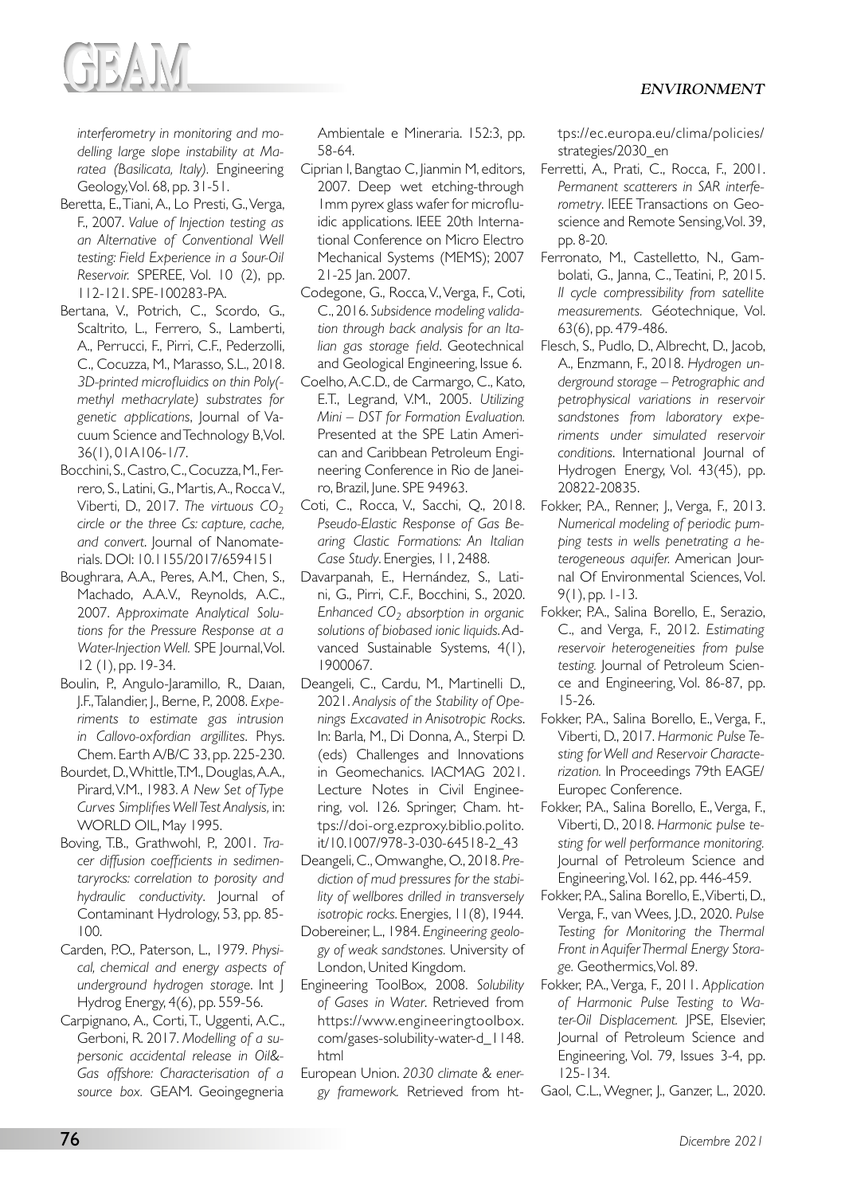*interferometry in monitoring and modelling large slope instability at Maratea (Basilicata, Italy).* Engineering Geology, Vol. 68, pp. 31-51.

Beretta, E., Tiani, A., Lo Presti, G., Verga, F., 2007. *Value of Injection testing as an Alternative of Conventional Well testing: Field Experience in a Sour-Oil Reservoir.* SPEREE, Vol. 10 (2), pp. 112-121. SPE-100283-PA.

Bertana, V., Potrich, C., Scordo, G., Scaltrito, L., Ferrero, S., Lamberti, A., Perrucci, F., Pirri, C.F., Pederzolli, C., Cocuzza, M., Marasso, S.L., 2018. *3D-printed microfluidics on thin Poly(methyl methacrylate) substrates for genetic applications*, Journal of Vacuum Science and Technology B, Vol. 36(1), 01A106-1/7.

Bocchini, S., Castro, C., Cocuzza, M., Ferrero, S., Latini, G., Martis, A., Rocca V., Viberti, D., 2017. *The virtuous $CO_2$ circle or the three Cs: capture, cache, and convert*. Journal of Nanomaterials. DOI: 10.1155/2017/6594151

Boughrara, A.A., Peres, A.M., Chen, S., Machado, A.A.V., Reynolds, A.C., 2007. *Approximate Analytical Solutions for the Pressure Response at a Water-Injection Well.* SPE Journal, Vol. 12 (1), pp. 19-34.

Boulin, P., Angulo-Jaramillo, R., Daıan, J.F., Talandier, J., Berne, P., 2008. *Experiments to estimate gas intrusion in Callovo-oxfordian argillites*. Phys. Chem. Earth A/B/C 33, pp. 225-230.

Bourdet, D., Whittle, T.M., Douglas, A.A., Pirard, V.M., 1983. *A New Set of Type Curves Simplifies Well Test Analysis*, in: WORLD OIL, May 1995.

Boving, T.B., Grathwohl, P., 2001. *Tracer diffusion coefficients in sedimentaryrocks: correlation to porosity and hydraulic conductivity*. Journal of Contaminant Hydrology, 53, pp. 85-100.

Carden, P.O., Paterson, L., 1979. *Physical, chemical and energy aspects of underground hydrogen storage*. Int J Hydrog Energy, 4(6), pp. 559-56.

Carpignano, A., Corti, T., Uggenti, A.C., Gerboni, R. 2017. *Modelling of a supersonic accidental release in Oil&-Gas offshore: Characterisation of a source box.* GEAM. Geoingegneria Ambientale e Mineraria. 152:3, pp. 58-64.

Ciprian I, Bangtao C, Jianmin M, editors, 2007. Deep wet etching-through 1mm pyrex glass wafer for microfluidic applications. IEEE 20th International Conference on Micro Electro Mechanical Systems (MEMS); 2007 21-25 Jan. 2007.

Codegone, G., Rocca, V., Verga, F., Coti, C., 2016. *Subsidence modeling validation through back analysis for an Italian gas storage field*. Geotechnical and Geological Engineering, Issue 6.

Coelho, A.C.D., de Carmargo, C., Kato, E.T., Legrand, V.M., 2005. *Utilizing Mini – DST for Formation Evaluation.* Presented at the SPE Latin American and Caribbean Petroleum Engineering Conference in Rio de Janeiro, Brazil, June. SPE 94963.

Coti, C., Rocca, V., Sacchi, Q., 2018. *Pseudo-Elastic Response of Gas Bearing Clastic Formations: An Italian Case Study*. Energies, 11, 2488.

Davarpanah, E., Hernández, S., Latini, G., Pirri, C.F., Bocchini, S., 2020. *Enhanced $CO_2$ absorption in organic solutions of biobased ionic liquids*. Advanced Sustainable Systems, 4(1), 1900067.

Deangeli, C., Cardu, M., Martinelli D., 2021. *Analysis of the Stability of Openings Excavated in Anisotropic Rocks*. In: Barla, M., Di Donna, A., Sterpi D. (eds) Challenges and Innovations in Geomechanics. IACMAG 2021. Lecture Notes in Civil Engineering, vol. 126. Springer, Cham. https://doi-org.ezproxy.biblio.polito.it/10.1007/978-3-030-64518-2_43

Deangeli, C., Omwanghe, O., 2018. *Prediction of mud pressures for the stability of wellbores drilled in transversely isotropic rocks*. Energies, 11(8), 1944.

Dobereiner, L., 1984. *Engineering geology of weak sandstones.* University of London, United Kingdom.

Engineering ToolBox, 2008. *Solubility of Gases in Water*. Retrieved from https://www.engineeringtoolbox.com/gases-solubility-water-d_1148.html

European Union. *2030 climate & energy framework.* Retrieved from https://ec.europa.eu/clima/policies/strategies/2030_en

Ferretti, A., Prati, C., Rocca, F., 2001. *Permanent scatterers in SAR interferometry*. IEEE Transactions on Geoscience and Remote Sensing, Vol. 39, pp. 8-20.

Ferronato, M., Castelletto, N., Gambolati, G., Janna, C., Teatini, P., 2015. *II cycle compressibility from satellite measurements.* Géotechnique, Vol. 63(6), pp. 479-486.

Flesch, S., Pudlo, D., Albrecht, D., Jacob, A., Enzmann, F., 2018. *Hydrogen underground storage – Petrographic and petrophysical variations in reservoir sandstones from laboratory experiments under simulated reservoir conditions*. International Journal of Hydrogen Energy, Vol. 43(45), pp. 20822-20835.

Fokker, P.A., Renner, J., Verga, F., 2013. *Numerical modeling of periodic pumping tests in wells penetrating a heterogeneous aquifer.* American Journal Of Environmental Sciences, Vol. 9(1), pp. 1-13.

Fokker, P.A., Salina Borello, E., Serazio, C., and Verga, F., 2012. *Estimating reservoir heterogeneities from pulse testing.* Journal of Petroleum Science and Engineering, Vol. 86-87, pp. 15-26.

Fokker, P.A., Salina Borello, E., Verga, F., Viberti, D., 2017. *Harmonic Pulse Testing for Well and Reservoir Characterization.* In Proceedings 79th EAGE/Europec Conference.

Fokker, P.A., Salina Borello, E., Verga, F., Viberti, D., 2018. *Harmonic pulse testing for well performance monitoring.* Journal of Petroleum Science and Engineering, Vol. 162, pp. 446-459.

Fokker, P.A., Salina Borello, E., Viberti, D., Verga, F., van Wees, J.D., 2020. *Pulse Testing for Monitoring the Thermal Front in Aquifer Thermal Energy Storage.* Geothermics, Vol. 89.

Fokker, P.A., Verga, F., 2011. *Application of Harmonic Pulse Testing to Water-Oil Displacement.* JPSE, Elsevier, Journal of Petroleum Science and Engineering, Vol. 79, Issues 3-4, pp. 125-134.

Gaol, C.L., Wegner, J., Ganzer, L., 2020.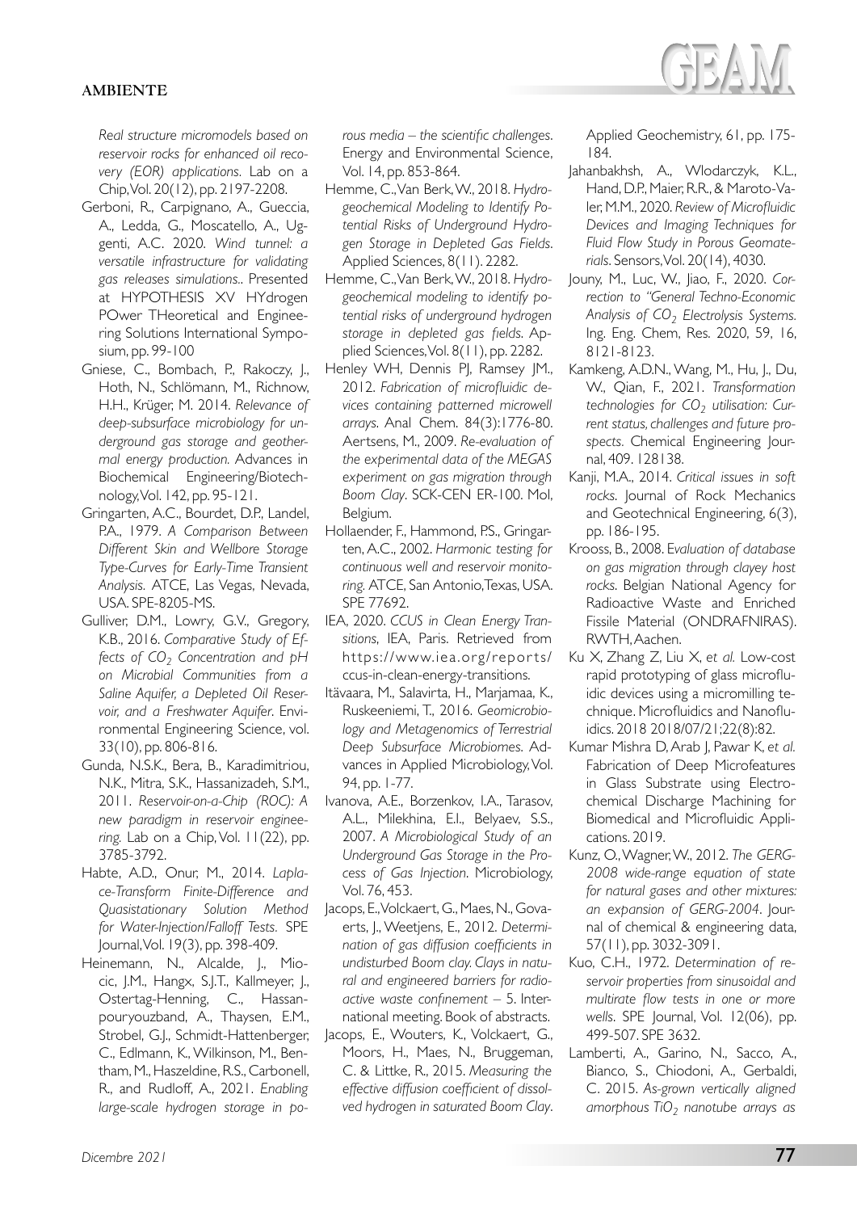*Real structure micromodels based on reservoir rocks for enhanced oil recovery (EOR) applications.* Lab on a Chip, Vol. 20(12), pp. 2197-2208.

Gerboni, R., Carpignano, A., Gueccia, A., Ledda, G., Moscatello, A., Uggenti, A.C. 2020. *Wind tunnel: a versatile infrastructure for validating gas releases simulations.*. Presented at HYPOTHESIS XV HYdrogen POwer THeoretical and Engineering Solutions International Symposium, pp. 99-100

Gniese, C., Bombach, P., Rakoczy, J., Hoth, N., Schlömann, M., Richnow, H.H., Krüger, M. 2014. *Relevance of deep-subsurface microbiology for underground gas storage and geothermal energy production.* Advances in Biochemical Engineering/Biotechnology, Vol. 142, pp. 95-121.

Gringarten, A.C., Bourdet, D.P., Landel, P.A., 1979. *A Comparison Between Different Skin and Wellbore Storage Type-Curves for Early-Time Transient Analysis.* ATCE, Las Vegas, Nevada, USA. SPE-8205-MS.

Gulliver, D.M., Lowry, G.V., Gregory, K.B., 2016. *Comparative Study of Effects of $CO_2$ Concentration and pH on Microbial Communities from a Saline Aquifer, a Depleted Oil Reservoir, and a Freshwater Aquifer.* Environmental Engineering Science, vol. 33(10), pp. 806-816.

Gunda, N.S.K., Bera, B., Karadimitriou, N.K., Mitra, S.K., Hassanizadeh, S.M., 2011. *Reservoir-on-a-Chip (ROC): A new paradigm in reservoir engineering.* Lab on a Chip, Vol. 11(22), pp. 3785-3792.

Habte, A.D., Onur, M., 2014. *Laplace-Transform Finite-Difference and Quasistationary Solution Method for Water-Injection/Falloff Tests.* SPE Journal, Vol. 19(3), pp. 398-409.

Heinemann, N., Alcalde, J., Miocic, J.M., Hangx, S.J.T., Kallmeyer, J., Ostertag-Henning, C., Hassanpouryouzband, A., Thaysen, E.M., Strobel, G.J., Schmidt-Hattenberger, C., Edlmann, K., Wilkinson, M., Bentham, M., Haszeldine, R.S., Carbonell, R., and Rudloff, A., 2021. *Enabling large-scale hydrogen storage in porous media – the scientific challenges.* Energy and Environmental Science, Vol. 14, pp. 853-864.

Hemme, C., Van Berk, W., 2018. *Hydrogeochemical Modeling to Identify Potential Risks of Underground Hydrogen Storage in Depleted Gas Fields.* Applied Sciences, 8(11). 2282.

Hemme, C., Van Berk, W., 2018. *Hydrogeochemical modeling to identify potential risks of underground hydrogen storage in depleted gas fields.* Applied Sciences, Vol. 8(11), pp. 2282.

Henley WH, Dennis PJ, Ramsey JM., 2012. *Fabrication of microfluidic devices containing patterned microwell arrays.* Anal Chem. 84(3):1776-80. Aertsens, M., 2009. *Re-evaluation of the experimental data of the MEGAS experiment on gas migration through Boom Clay.* SCK-CEN ER-100. Mol, Belgium.

Hollaender, F., Hammond, P.S., Gringarten, A.C., 2002. *Harmonic testing for continuous well and reservoir monitoring.* ATCE, San Antonio, Texas, USA. SPE 77692.

IEA, 2020. *CCUS in Clean Energy Transitions*, IEA, Paris. Retrieved from https://www.iea.org/reports/ccus-in-clean-energy-transitions.

Itävaara, M., Salavirta, H., Marjamaa, K., Ruskeeniemi, T., 2016. *Geomicrobiology and Metagenomics of Terrestrial Deep Subsurface Microbiomes.* Advances in Applied Microbiology, Vol. 94, pp. 1-77.

Ivanova, A.E., Borzenkov, I.A., Tarasov, A.L., Milekhina, E.I., Belyaev, S.S., 2007. *A Microbiological Study of an Underground Gas Storage in the Process of Gas Injection.* Microbiology, Vol. 76, 453.

Jacops, E., Volckaert, G., Maes, N., Govaerts, J., Weetjens, E., 2012. *Determination of gas diffusion coefficients in undisturbed Boom clay. Clays in natural and engineered barriers for radioactive waste confinement* – 5. International meeting. Book of abstracts.

Jacops, E., Wouters, K., Volckaert, G., Moors, H., Maes, N., Bruggeman, C. & Littke, R., 2015. *Measuring the effective diffusion coefficient of dissolved hydrogen in saturated Boom Clay.* Applied Geochemistry, 61, pp. 175-184.

Jahanbakhsh, A., Wlodarczyk, K.L., Hand, D.P., Maier, R.R., & Maroto-Valer, M.M., 2020. *Review of Microfluidic Devices and Imaging Techniques for Fluid Flow Study in Porous Geomaterials.* Sensors, Vol. 20(14), 4030.

Jouny, M., Luc, W., Jiao, F., 2020. *Correction to "General Techno-Economic Analysis of $CO_2$ Electrolysis Systems.* Ing. Eng. Chem, Res. 2020, 59, 16, 8121-8123.

Kamkeng, A.D.N., Wang, M., Hu, J., Du, W., Qian, F., 2021. *Transformation technologies for $CO_2$ utilisation: Current status, challenges and future prospects.* Chemical Engineering Journal, 409. 128138.

Kanji, M.A., 2014. *Critical issues in soft rocks.* Journal of Rock Mechanics and Geotechnical Engineering, 6(3), pp. 186-195.

Krooss, B., 2008. *Evaluation of database on gas migration through clayey host rocks.* Belgian National Agency for Radioactive Waste and Enriched Fissile Material (ONDRAFNIRAS). RWTH, Aachen.

Ku X, Zhang Z, Liu X, *et al.* Low-cost rapid prototyping of glass microfluidic devices using a micromilling technique. Microfluidics and Nanofluidics. 2018 2018/07/21;22(8):82.

Kumar Mishra D, Arab J, Pawar K, *et al.* Fabrication of Deep Microfeatures in Glass Substrate using Electrochemical Discharge Machining for Biomedical and Microfluidic Applications. 2019.

Kunz, O., Wagner, W., 2012. *The GERG-2008 wide-range equation of state for natural gases and other mixtures: an expansion of GERG-2004.* Journal of chemical & engineering data, 57(11), pp. 3032-3091.

Kuo, C.H., 1972. *Determination of reservoir properties from sinusoidal and multirate flow tests in one or more wells.* SPE Journal, Vol. 12(06), pp. 499-507. SPE 3632.

Lamberti, A., Garino, N., Sacco, A., Bianco, S., Chiodoni, A., Gerbaldi, C. 2015. *As-grown vertically aligned amorphous $TiO_2$ nanotube arrays as*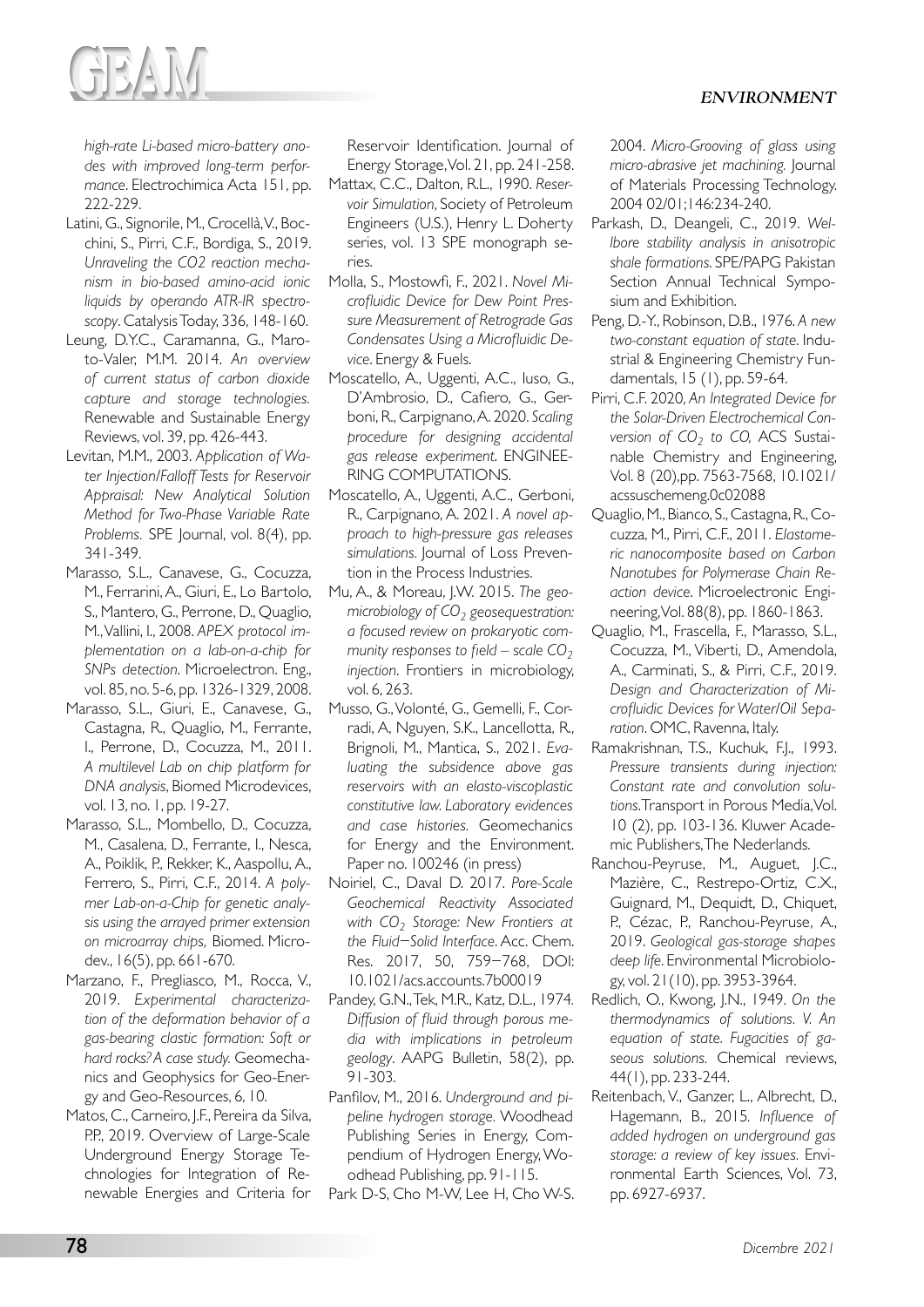*high-rate Li-based micro-battery anodes with improved long-term performance*. Electrochimica Acta 151, pp. 222-229.

Latini, G., Signorile, M., Crocellà, V., Bocchini, S., Pirri, C.F., Bordiga, S., 2019. *Unraveling the CO2 reaction mechanism in bio-based amino-acid ionic liquids by operando ATR-IR spectroscopy*. Catalysis Today, 336, 148-160.

Leung, D.Y.C., Caramanna, G., Maroto-Valer, M.M. 2014. *An overview of current status of carbon dioxide capture and storage technologies.* Renewable and Sustainable Energy Reviews, vol. 39, pp. 426-443.

Levitan, M.M., 2003. *Application of Water Injection/Falloff Tests for Reservoir Appraisal: New Analytical Solution Method for Two-Phase Variable Rate Problems*. SPE Journal, vol. 8(4), pp. 341-349.

Marasso, S.L., Canavese, G., Cocuzza, M., Ferrarini, A., Giuri, E., Lo Bartolo, S., Mantero, G., Perrone, D., Quaglio, M., Vallini, I., 2008. *APEX protocol implementation on a lab-on-a-chip for SNPs detection*. Microelectron. Eng., vol. 85, no. 5-6, pp. 1326-1329, 2008.

Marasso, S.L., Giuri, E., Canavese, G., Castagna, R., Quaglio, M., Ferrante, I., Perrone, D., Cocuzza, M., 2011. *A multilevel Lab on chip platform for DNA analysis*, Biomed Microdevices, vol. 13, no. 1, pp. 19-27.

Marasso, S.L., Mombello, D., Cocuzza, M., Casalena, D., Ferrante, I., Nesca, A., Poiklik, P., Rekker, K., Aaspollu, A., Ferrero, S., Pirri, C.F., 2014. *A polymer Lab-on-a-Chip for genetic analysis using the arrayed primer extension on microarray chips*, Biomed. Microdev., 16(5), pp. 661-670.

Marzano, F., Pregliasco, M., Rocca, V., 2019. *Experimental characterization of the deformation behavior of a gas-bearing clastic formation: Soft or hard rocks? A case study.* Geomechanics and Geophysics for Geo-Energy and Geo-Resources, 6, 10.

Matos, C., Carneiro, J.F., Pereira da Silva, P.P., 2019. Overview of Large-Scale Underground Energy Storage Technologies for Integration of Renewable Energies and Criteria for Reservoir Identification. Journal of Energy Storage, Vol. 21, pp. 241-258.

Mattax, C.C., Dalton, R.L., 1990. *Reservoir Simulation*, Society of Petroleum Engineers (U.S.), Henry L. Doherty series, vol. 13 SPE monograph series.

Molla, S., Mostowfi, F., 2021. *Novel Microfluidic Device for Dew Point Pressure Measurement of Retrograde Gas Condensates Using a Microfluidic Device*. Energy & Fuels.

Moscatello, A., Uggenti, A.C., Iuso, G., D'Ambrosio, D., Cafiero, G., Gerboni, R., Carpignano, A. 2020. *Scaling procedure for designing accidental gas release experiment*. ENGINEERING COMPUTATIONS.

Moscatello, A., Uggenti, A.C., Gerboni, R., Carpignano, A. 2021. *A novel approach to high-pressure gas releases simulations.* Journal of Loss Prevention in the Process Industries.

Mu, A., & Moreau, J.W. 2015. *The geomicrobiology of $CO_2$ geosequestration: a focused review on prokaryotic community responses to field – scale $CO_2$ injection*. Frontiers in microbiology, vol. 6, 263.

Musso, G., Volonté, G., Gemelli, F., Corradi, A, Nguyen, S.K., Lancellotta, R., Brignoli, M., Mantica, S., 2021. *Evaluating the subsidence above gas reservoirs with an elasto-viscoplastic constitutive law. Laboratory evidences and case histories.* Geomechanics for Energy and the Environment. Paper no. 100246 (in press)

Noiriel, C., Daval D. 2017. *Pore-Scale Geochemical Reactivity Associated with $CO_2$ Storage: New Frontiers at the Fluid−Solid Interface*. Acc. Chem. Res. 2017, 50, 759−768, DOI: 10.1021/acs.accounts.7b00019

Pandey, G.N., Tek, M.R., Katz, D.L., 1974. *Diffusion of fluid through porous media with implications in petroleum geology*. AAPG Bulletin, 58(2), pp. 91-303.

Panfilov, M., 2016. *Underground and pipeline hydrogen storage.* Woodhead Publishing Series in Energy, Compendium of Hydrogen Energy, Woodhead Publishing, pp. 91-115.

Park D-S, Cho M-W, Lee H, Cho W-S. 2004. *Micro-Grooving of glass using micro-abrasive jet machining.* Journal of Materials Processing Technology. 2004 02/01;146:234-240.

Parkash, D., Deangeli, C., 2019. *Wellbore stability analysis in anisotropic shale formations*. SPE/PAPG Pakistan Section Annual Technical Symposium and Exhibition.

Peng, D.-Y., Robinson, D.B., 1976. *A new two-constant equation of state*. Industrial & Engineering Chemistry Fundamentals, 15 (1), pp. 59-64.

Pirri, C.F. 2020, *An Integrated Device for the Solar-Driven Electrochemical Conversion of $CO_2$ to CO,* ACS Sustainable Chemistry and Engineering, Vol. 8 (20),pp. 7563-7568, 10.1021/acssuschemeng.0c02088

Quaglio, M., Bianco, S., Castagna, R., Cocuzza, M., Pirri, C.F., 2011. *Elastomeric nanocomposite based on Carbon Nanotubes for Polymerase Chain Reaction device*. Microelectronic Engineering, Vol. 88(8), pp. 1860-1863.

Quaglio, M., Frascella, F., Marasso, S.L., Cocuzza, M., Viberti, D., Amendola, A., Carminati, S., & Pirri, C.F., 2019. *Design and Characterization of Microfluidic Devices for Water/Oil Separation*. OMC, Ravenna, Italy.

Ramakrishnan, T.S., Kuchuk, F.J., 1993. *Pressure transients during injection: Constant rate and convolution solutions*. Transport in Porous Media, Vol. 10 (2), pp. 103-136. Kluwer Academic Publishers, The Nederlands.

Ranchou-Peyruse, M., Auguet, J.C., Mazière, C., Restrepo-Ortiz, C.X., Guignard, M., Dequidt, D., Chiquet, P., Cézac, P., Ranchou-Peyruse, A., 2019. *Geological gas-storage shapes deep life*. Environmental Microbiology, vol. 21(10), pp. 3953-3964.

Redlich, O., Kwong, J.N., 1949. *On the thermodynamics of solutions. V. An equation of state. Fugacities of gaseous solutions.* Chemical reviews, 44(1), pp. 233-244.

Reitenbach, V., Ganzer, L., Albrecht, D., Hagemann, B., 2015. *Influence of added hydrogen on underground gas storage: a review of key issues.* Environmental Earth Sciences, Vol. 73, pp. 6927-6937.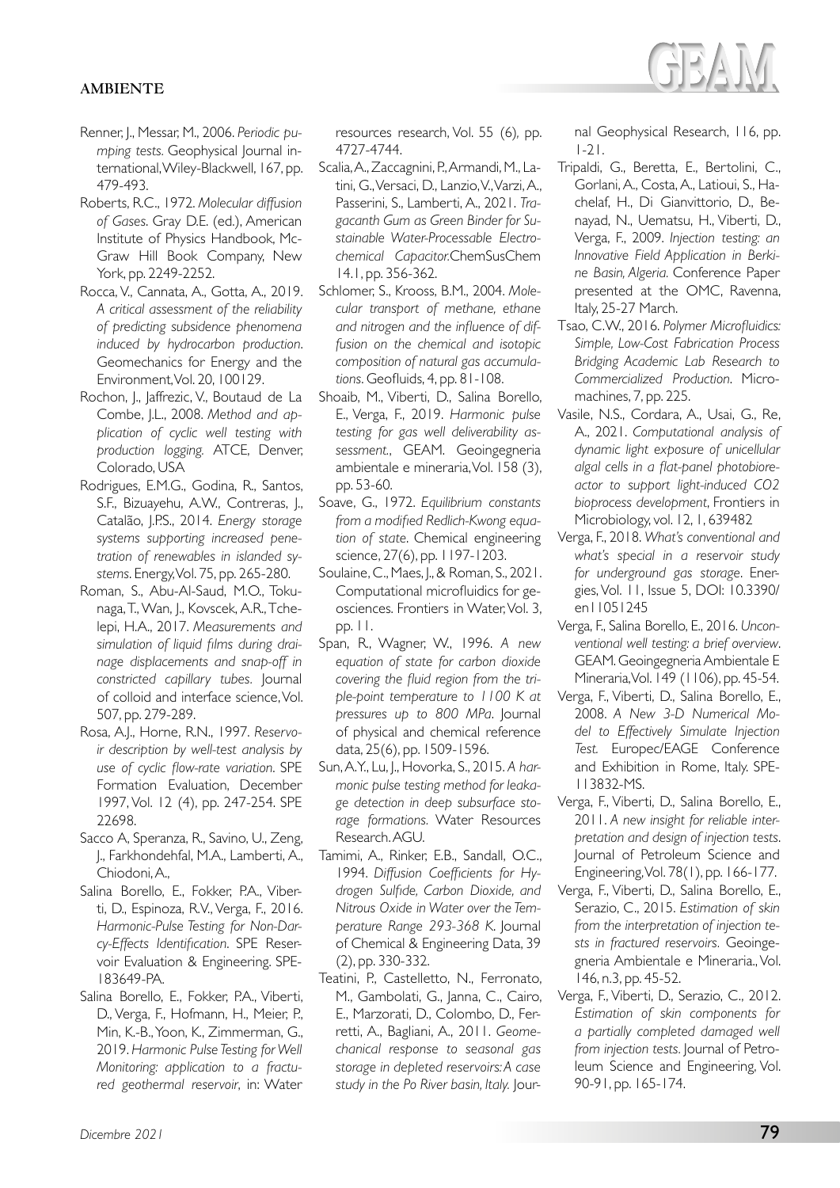Renner, J., Messar, M., 2006. *Periodic pumping tests*. Geophysical Journal international, Wiley-Blackwell, 167, pp. 479-493.

Roberts, R.C., 1972. *Molecular diffusion of Gases*. Gray D.E. (ed.), American Institute of Physics Handbook, McGraw Hill Book Company, New York, pp. 2249-2252.

Rocca, V., Cannata, A., Gotta, A., 2019. *A critical assessment of the reliability of predicting subsidence phenomena induced by hydrocarbon production*. Geomechanics for Energy and the Environment, Vol. 20, 100129.

Rochon, J., Jaffrezic, V., Boutaud de La Combe, J.L., 2008. *Method and application of cyclic well testing with production logging*. ATCE, Denver, Colorado, USA

Rodrigues, E.M.G., Godina, R., Santos, S.F., Bizuayehu, A.W., Contreras, J., Catalão, J.P.S., 2014. *Energy storage systems supporting increased penetration of renewables in islanded systems*. Energy, Vol. 75, pp. 265-280.

Roman, S., Abu-Al-Saud, M.O., Tokunaga, T., Wan, J., Kovscek, A.R., Tchelepi, H.A., 2017. *Measurements and simulation of liquid films during drainage displacements and snap-off in constricted capillary tubes*. Journal of colloid and interface science, Vol. 507, pp. 279-289.

Rosa, A.J., Horne, R.N., 1997. *Reservoir description by well-test analysis by use of cyclic flow-rate variation*. SPE Formation Evaluation, December 1997, Vol. 12 (4), pp. 247-254. SPE 22698.

Sacco A, Speranza, R., Savino, U., Zeng, J., Farkhondehfal, M.A., Lamberti, A., Chiodoni, A.,

Salina Borello, E., Fokker, P.A., Viberti, D., Espinoza, R.V., Verga, F., 2016. *Harmonic-Pulse Testing for Non-Darcy-Effects Identification*. SPE Reservoir Evaluation & Engineering. SPE-183649-PA.

Salina Borello, E., Fokker, P.A., Viberti, D., Verga, F., Hofmann, H., Meier, P., Min, K.-B., Yoon, K., Zimmerman, G., 2019. *Harmonic Pulse Testing for Well Monitoring: application to a fractured geothermal reservoir*, in: Water resources research, Vol. 55 (6), pp. 4727-4744.

Scalia, A., Zaccagnini, P., Armandi, M., Latini, G., Versaci, D., Lanzio, V., Varzi, A., Passerini, S., Lamberti, A., 2021. *Tragacanth Gum as Green Binder for Sustainable Water-Processable Electrochemical Capacitor.* ChemSusChem 14.1, pp. 356-362.

Schlomer, S., Krooss, B.M., 2004. *Molecular transport of methane, ethane and nitrogen and the influence of diffusion on the chemical and isotopic composition of natural gas accumulations*. Geofluids, 4, pp. 81-108.

Shoaib, M., Viberti, D., Salina Borello, E., Verga, F., 2019. *Harmonic pulse testing for gas well deliverability assessment.*, GEAM. Geoingegneria ambientale e mineraria, Vol. 158 (3), pp. 53-60.

Soave, G., 1972. *Equilibrium constants from a modified Redlich-Kwong equation of state*. Chemical engineering science, 27(6), pp. 1197-1203.

Soulaine, C., Maes, J., & Roman, S., 2021. Computational microfluidics for geosciences. Frontiers in Water, Vol. 3, pp. 11.

Span, R., Wagner, W., 1996. *A new equation of state for carbon dioxide covering the fluid region from the triple-point temperature to 1100 K at pressures up to 800 MPa*. Journal of physical and chemical reference data, 25(6), pp. 1509-1596.

Sun, A.Y., Lu, J., Hovorka, S., 2015. *A harmonic pulse testing method for leakage detection in deep subsurface storage formations.* Water Resources Research. AGU.

Tamimi, A., Rinker, E.B., Sandall, O.C., 1994. *Diffusion Coefficients for Hydrogen Sulfide, Carbon Dioxide, and Nitrous Oxide in Water over the Temperature Range 293-368 K*. Journal of Chemical & Engineering Data, 39 (2), pp. 330-332.

Teatini, P., Castelletto, N., Ferronato, M., Gambolati, G., Janna, C., Cairo, E., Marzorati, D., Colombo, D., Ferretti, A., Bagliani, A., 2011. *Geomechanical response to seasonal gas storage in depleted reservoirs: A case study in the Po River basin, Italy.* Journal Geophysical Research, 116, pp. 1-21.

Tripaldi, G., Beretta, E., Bertolini, C., Gorlani, A., Costa, A., Latioui, S., Hachelaf, H., Di Gianvittorio, D., Benayad, N., Uematsu, H., Viberti, D., Verga, F., 2009. *Injection testing: an Innovative Field Application in Berkine Basin, Algeria.* Conference Paper presented at the OMC, Ravenna, Italy, 25-27 March.

Tsao, C.W., 2016. *Polymer Microfluidics: Simple, Low-Cost Fabrication Process Bridging Academic Lab Research to Commercialized Production*. Micromachines, 7, pp. 225.

Vasile, N.S., Cordara, A., Usai, G., Re, A., 2021. *Computational analysis of dynamic light exposure of unicellular algal cells in a flat-panel photobioreactor to support light-induced CO2 bioprocess development*, Frontiers in Microbiology, vol. 12, 1, 639482

Verga, F., 2018. *What's conventional and what's special in a reservoir study for underground gas storage*. Energies, Vol. 11, Issue 5, DOI: 10.3390/en11051245

Verga, F., Salina Borello, E., 2016. *Unconventional well testing: a brief overview*. GEAM. Geoingegneria Ambientale E Mineraria, Vol. 149 (1106), pp. 45-54.

Verga, F., Viberti, D., Salina Borello, E., 2008. *A New 3-D Numerical Model to Effectively Simulate Injection Test.* Europec/EAGE Conference and Exhibition in Rome, Italy. SPE-113832-MS.

Verga, F., Viberti, D., Salina Borello, E., 2011. *A new insight for reliable interpretation and design of injection tests*. Journal of Petroleum Science and Engineering, Vol. 78(1), pp. 166-177.

Verga, F., Viberti, D., Salina Borello, E., Serazio, C., 2015. *Estimation of skin from the interpretation of injection tests in fractured reservoirs.* Geoingegneria Ambientale e Mineraria., Vol. 146, n.3, pp. 45-52.

Verga, F., Viberti, D., Serazio, C., 2012. *Estimation of skin components for a partially completed damaged well from injection tests.* Journal of Petroleum Science and Engineering, Vol. 90-91, pp. 165-174.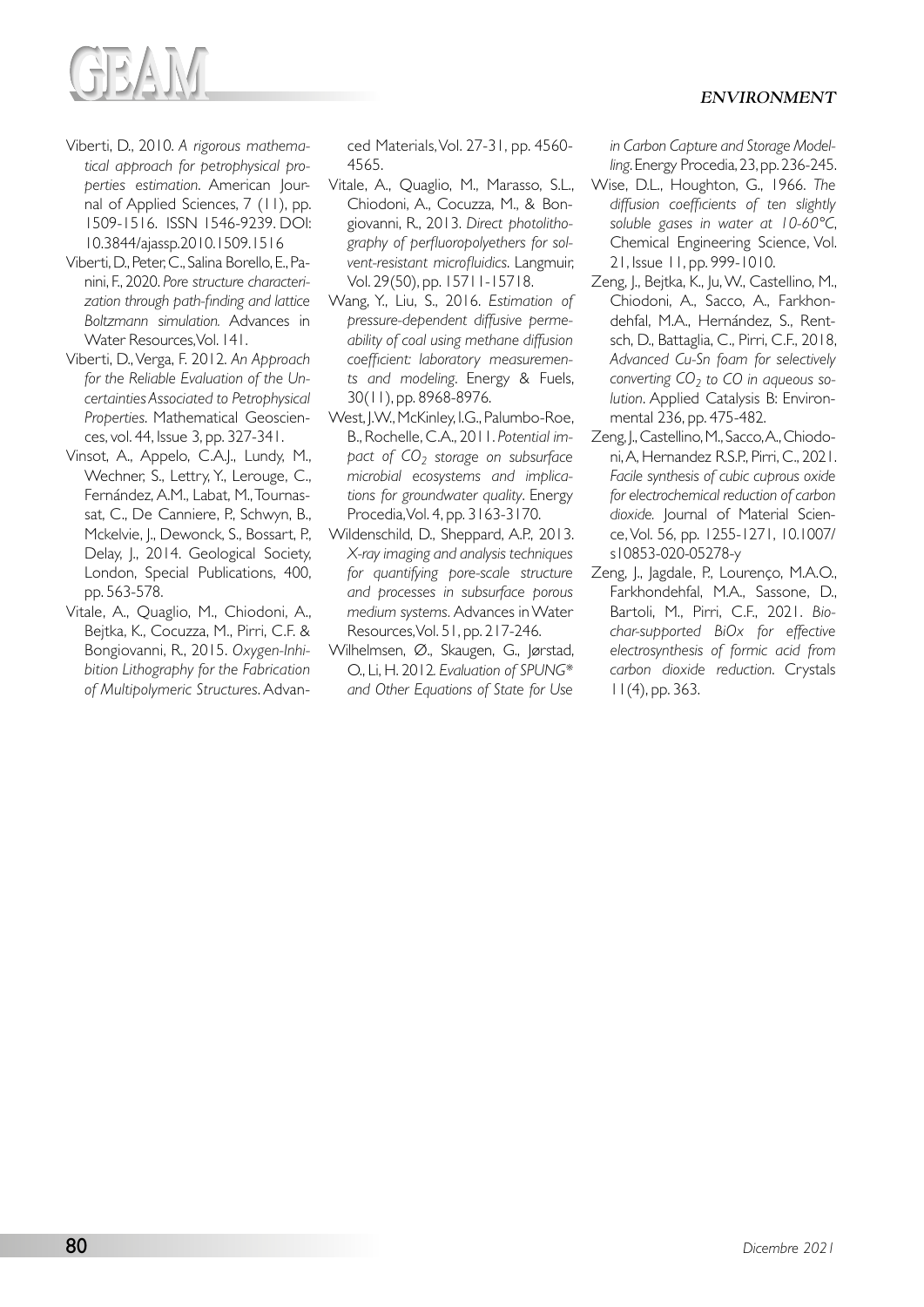Viberti, D., 2010. *A rigorous mathematical approach for petrophysical properties estimation*. American Journal of Applied Sciences, 7 (11), pp. 1509-1516. ISSN 1546-9239. DOI: 10.3844/ajassp.2010.1509.1516

Viberti, D., Peter, C., Salina Borello, E., Panini, F., 2020. *Pore structure characterization through path-finding and lattice Boltzmann simulation.* Advances in Water Resources, Vol. 141.

Viberti, D., Verga, F. 2012. *An Approach for the Reliable Evaluation of the Uncertainties Associated to Petrophysical Properties*. Mathematical Geosciences, vol. 44, Issue 3, pp. 327-341.

Vinsot, A., Appelo, C.A.J., Lundy, M., Wechner, S., Lettry, Y., Lerouge, C., Fernández, A.M., Labat, M., Tournassat, C., De Canniere, P., Schwyn, B., Mckelvie, J., Dewonck, S., Bossart, P., Delay, J., 2014. Geological Society, London, Special Publications, 400, pp. 563-578.

Vitale, A., Quaglio, M., Chiodoni, A., Bejtka, K., Cocuzza, M., Pirri, C.F. & Bongiovanni, R., 2015. *Oxygen-Inhibition Lithography for the Fabrication of Multipolymeric Structures*. Advanced Materials, Vol. 27-31, pp. 4560-4565.

Vitale, A., Quaglio, M., Marasso, S.L., Chiodoni, A., Cocuzza, M., & Bongiovanni, R., 2013. *Direct photolithography of perfluoropolyethers for solvent-resistant microfluidics*. Langmuir, Vol. 29(50), pp. 15711-15718.

Wang, Y., Liu, S., 2016. *Estimation of pressure-dependent diffusive permeability of coal using methane diffusion coefficient: laboratory measurements and modeling*. Energy & Fuels, 30(11), pp. 8968-8976.

West, J.W., McKinley, I.G., Palumbo-Roe, B., Rochelle, C.A., 2011. *Potential impact of $CO_2$ storage on subsurface microbial ecosystems and implications for groundwater quality*. Energy Procedia, Vol. 4, pp. 3163-3170.

Wildenschild, D., Sheppard, A.P., 2013. *X-ray imaging and analysis techniques for quantifying pore-scale structure and processes in subsurface porous medium systems*. Advances in Water Resources, Vol. 51, pp. 217-246.

Wilhelmsen, Ø., Skaugen, G., Jørstad, O., Li, H. 2012. *Evaluation of SPUNG* and Other Equations of State for Use in Carbon Capture and Storage Modelling*. Energy Procedia, 23, pp. 236-245.

Wise, D.L., Houghton, G., 1966. *The diffusion coefficients of ten slightly soluble gases in water at 10-60°C*, Chemical Engineering Science, Vol. 21, Issue 11, pp. 999-1010.

Zeng, J., Bejtka, K., Ju, W., Castellino, M., Chiodoni, A., Sacco, A., Farkhondehfal, M.A., Hernández, S., Rentsch, D., Battaglia, C., Pirri, C.F., 2018, *Advanced Cu-Sn foam for selectively converting $CO_2$ to CO in aqueous solution*. Applied Catalysis B: Environmental 236, pp. 475-482.

Zeng, J., Castellino, M., Sacco, A., Chiodoni, A, Hernandez R.S.P., Pirri, C., 2021. *Facile synthesis of cubic cuprous oxide for electrochemical reduction of carbon dioxide.* Journal of Material Science, Vol. 56, pp. 1255-1271, 10.1007/s10853-020-05278-y

Zeng, J., Jagdale, P., Lourenço, M.A.O., Farkhondehfal, M.A., Sassone, D., Bartoli, M., Pirri, C.F., 2021. *Biochar-supported BiOx for effective electrosynthesis of formic acid from carbon dioxide reduction*. Crystals 11(4), pp. 363.